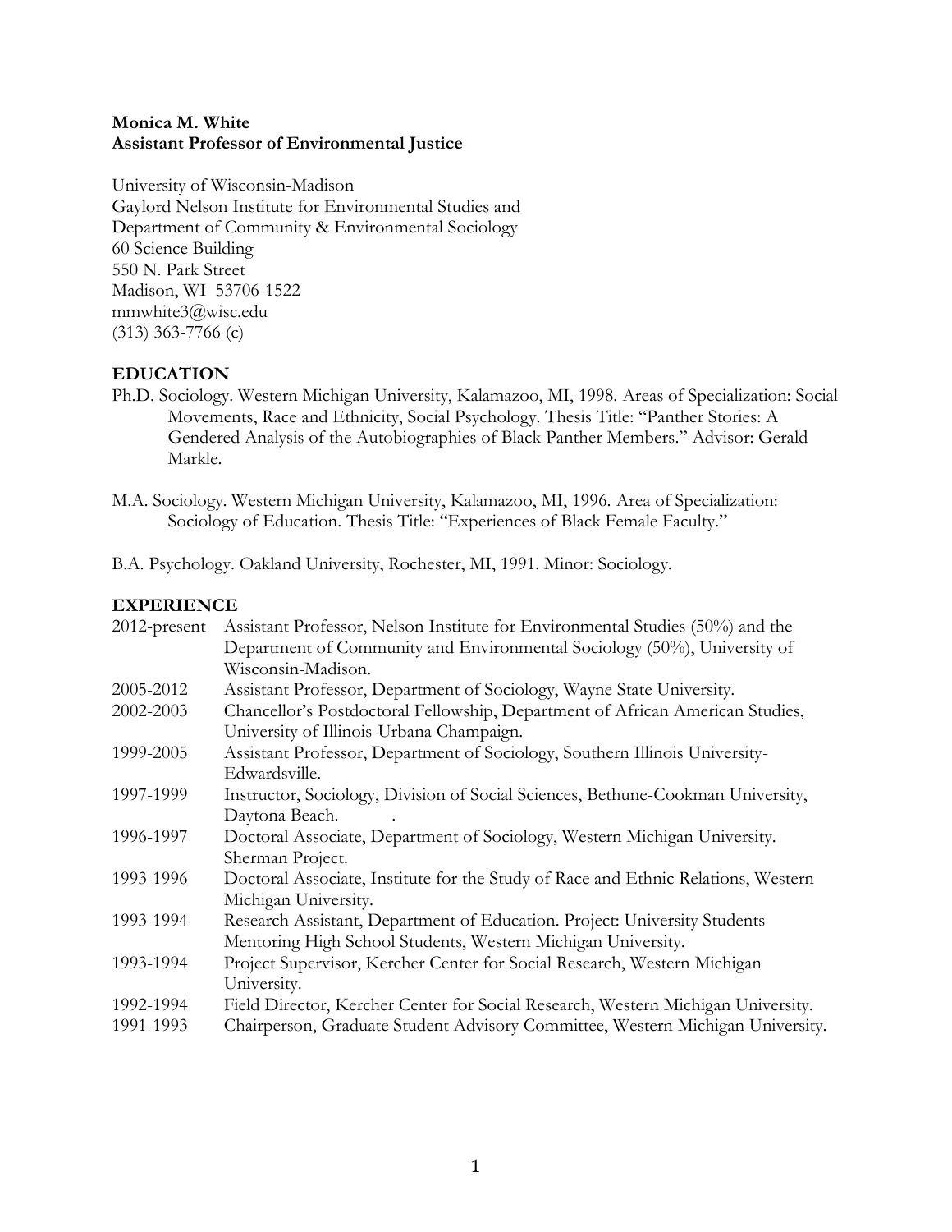**Monica M. White**
**Assistant Professor of Environmental Justice**

University of Wisconsin-Madison
Gaylord Nelson Institute for Environmental Studies and
Department of Community & Environmental Sociology
60 Science Building
550 N. Park Street
Madison, WI 53706-1522
mmwhite3@wisc.edu
(313) 363-7766 (c)

## EDUCATION

Ph.D. Sociology. Western Michigan University, Kalamazoo, MI, 1998. Areas of Specialization: Social Movements, Race and Ethnicity, Social Psychology. Thesis Title: "Panther Stories: A Gendered Analysis of the Autobiographies of Black Panther Members." Advisor: Gerald Markle.

M.A. Sociology. Western Michigan University, Kalamazoo, MI, 1996. Area of Specialization: Sociology of Education. Thesis Title: "Experiences of Black Female Faculty."

B.A. Psychology. Oakland University, Rochester, MI, 1991. Minor: Sociology.

## EXPERIENCE

| | |
|---|---|
| 2012-present | Assistant Professor, Nelson Institute for Environmental Studies (50%) and the Department of Community and Environmental Sociology (50%), University of Wisconsin-Madison. |
| 2005-2012 | Assistant Professor, Department of Sociology, Wayne State University. |
| 2002-2003 | Chancellor's Postdoctoral Fellowship, Department of African American Studies, University of Illinois-Urbana Champaign. |
| 1999-2005 | Assistant Professor, Department of Sociology, Southern Illinois University-Edwardsville. |
| 1997-1999 | Instructor, Sociology, Division of Social Sciences, Bethune-Cookman University, Daytona Beach. |
| 1996-1997 | Doctoral Associate, Department of Sociology, Western Michigan University. Sherman Project. |
| 1993-1996 | Doctoral Associate, Institute for the Study of Race and Ethnic Relations, Western Michigan University. |
| 1993-1994 | Research Assistant, Department of Education. Project: University Students Mentoring High School Students, Western Michigan University. |
| 1993-1994 | Project Supervisor, Kercher Center for Social Research, Western Michigan University. |
| 1992-1994 | Field Director, Kercher Center for Social Research, Western Michigan University. |
| 1991-1993 | Chairperson, Graduate Student Advisory Committee, Western Michigan University. |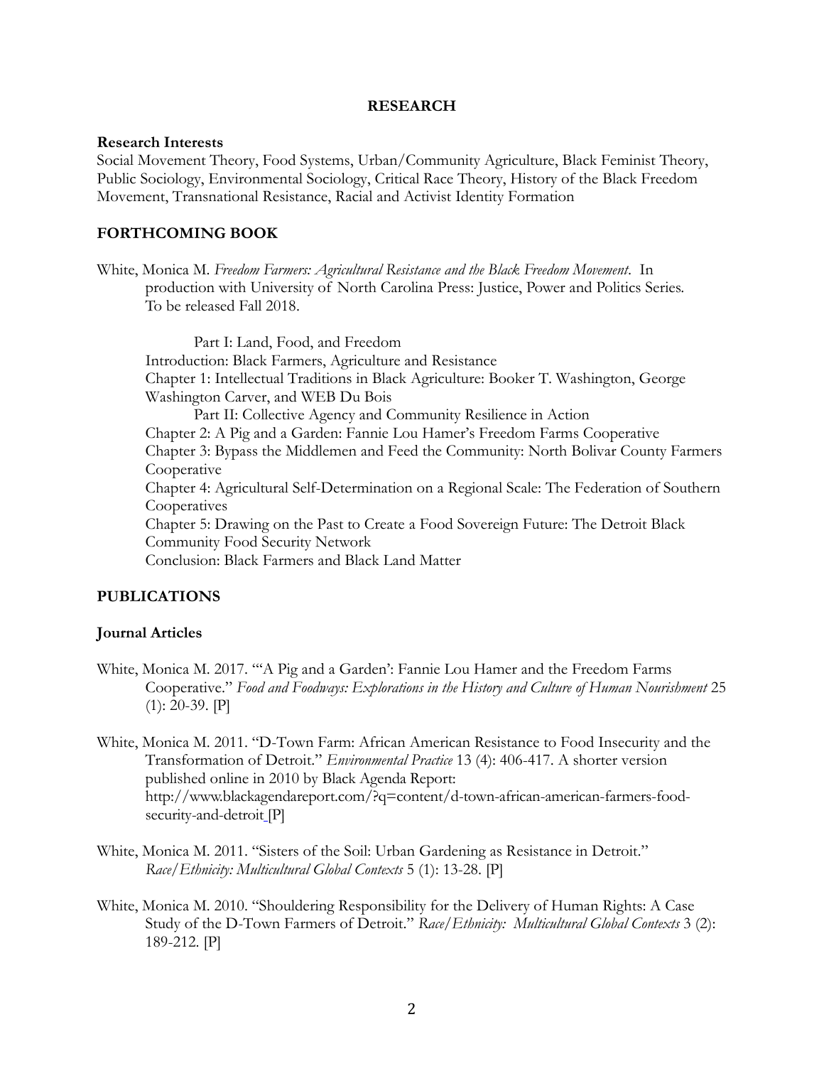## RESEARCH

**Research Interests**

Social Movement Theory, Food Systems, Urban/Community Agriculture, Black Feminist Theory, Public Sociology, Environmental Sociology, Critical Race Theory, History of the Black Freedom Movement, Transnational Resistance, Racial and Activist Identity Formation

### FORTHCOMING BOOK

White, Monica M. *Freedom Farmers: Agricultural Resistance and the Black Freedom Movement*. In production with University of North Carolina Press: Justice, Power and Politics Series. To be released Fall 2018.

Part I: Land, Food, and Freedom

Introduction: Black Farmers, Agriculture and Resistance

Chapter 1: Intellectual Traditions in Black Agriculture: Booker T. Washington, George Washington Carver, and WEB Du Bois

Part II: Collective Agency and Community Resilience in Action

Chapter 2: A Pig and a Garden: Fannie Lou Hamer's Freedom Farms Cooperative

Chapter 3: Bypass the Middlemen and Feed the Community: North Bolivar County Farmers Cooperative

Chapter 4: Agricultural Self-Determination on a Regional Scale: The Federation of Southern Cooperatives

Chapter 5: Drawing on the Past to Create a Food Sovereign Future: The Detroit Black Community Food Security Network

Conclusion: Black Farmers and Black Land Matter

### PUBLICATIONS

**Journal Articles**

White, Monica M. 2017. "'A Pig and a Garden': Fannie Lou Hamer and the Freedom Farms Cooperative." *Food and Foodways: Explorations in the History and Culture of Human Nourishment* 25 (1): 20-39. [P]

White, Monica M. 2011. "D-Town Farm: African American Resistance to Food Insecurity and the Transformation of Detroit." *Environmental Practice* 13 (4): 406-417. A shorter version published online in 2010 by Black Agenda Report: http://www.blackagendareport.com/?q=content/d-town-african-american-farmers-food-security-and-detroit [P]

White, Monica M. 2011. "Sisters of the Soil: Urban Gardening as Resistance in Detroit." *Race/Ethnicity: Multicultural Global Contexts* 5 (1): 13-28. [P]

White, Monica M. 2010. "Shouldering Responsibility for the Delivery of Human Rights: A Case Study of the D-Town Farmers of Detroit." *Race/Ethnicity: Multicultural Global Contexts* 3 (2): 189-212. [P]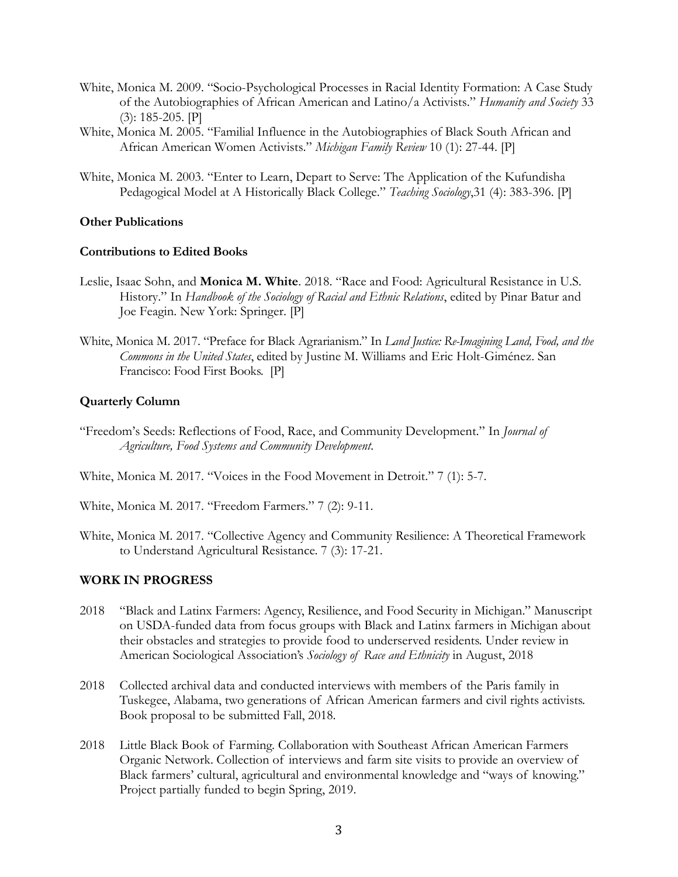White, Monica M. 2009. "Socio-Psychological Processes in Racial Identity Formation: A Case Study of the Autobiographies of African American and Latino/a Activists." *Humanity and Society* 33 (3): 185-205. [P]

White, Monica M. 2005. "Familial Influence in the Autobiographies of Black South African and African American Women Activists." *Michigan Family Review* 10 (1): 27-44. [P]

White, Monica M. 2003. "Enter to Learn, Depart to Serve: The Application of the Kufundisha Pedagogical Model at A Historically Black College." *Teaching Sociology*,31 (4): 383-396. [P]

**Other Publications**

**Contributions to Edited Books**

Leslie, Isaac Sohn, and **Monica M. White**. 2018. "Race and Food: Agricultural Resistance in U.S. History." In *Handbook of the Sociology of Racial and Ethnic Relations*, edited by Pinar Batur and Joe Feagin. New York: Springer. [P]

White, Monica M. 2017. "Preface for Black Agrarianism." In *Land Justice: Re-Imagining Land, Food, and the Commons in the United States*, edited by Justine M. Williams and Eric Holt-Giménez. San Francisco: Food First Books. [P]

**Quarterly Column**

"Freedom's Seeds: Reflections of Food, Race, and Community Development." In *Journal of Agriculture, Food Systems and Community Development*.

White, Monica M. 2017. "Voices in the Food Movement in Detroit." 7 (1): 5-7.

White, Monica M. 2017. "Freedom Farmers." 7 (2): 9-11.

White, Monica M. 2017. "Collective Agency and Community Resilience: A Theoretical Framework to Understand Agricultural Resistance. 7 (3): 17-21.

## WORK IN PROGRESS

2018 "Black and Latinx Farmers: Agency, Resilience, and Food Security in Michigan." Manuscript on USDA-funded data from focus groups with Black and Latinx farmers in Michigan about their obstacles and strategies to provide food to underserved residents. Under review in American Sociological Association's *Sociology of Race and Ethnicity* in August, 2018

2018 Collected archival data and conducted interviews with members of the Paris family in Tuskegee, Alabama, two generations of African American farmers and civil rights activists. Book proposal to be submitted Fall, 2018.

2018 Little Black Book of Farming. Collaboration with Southeast African American Farmers Organic Network. Collection of interviews and farm site visits to provide an overview of Black farmers' cultural, agricultural and environmental knowledge and "ways of knowing." Project partially funded to begin Spring, 2019.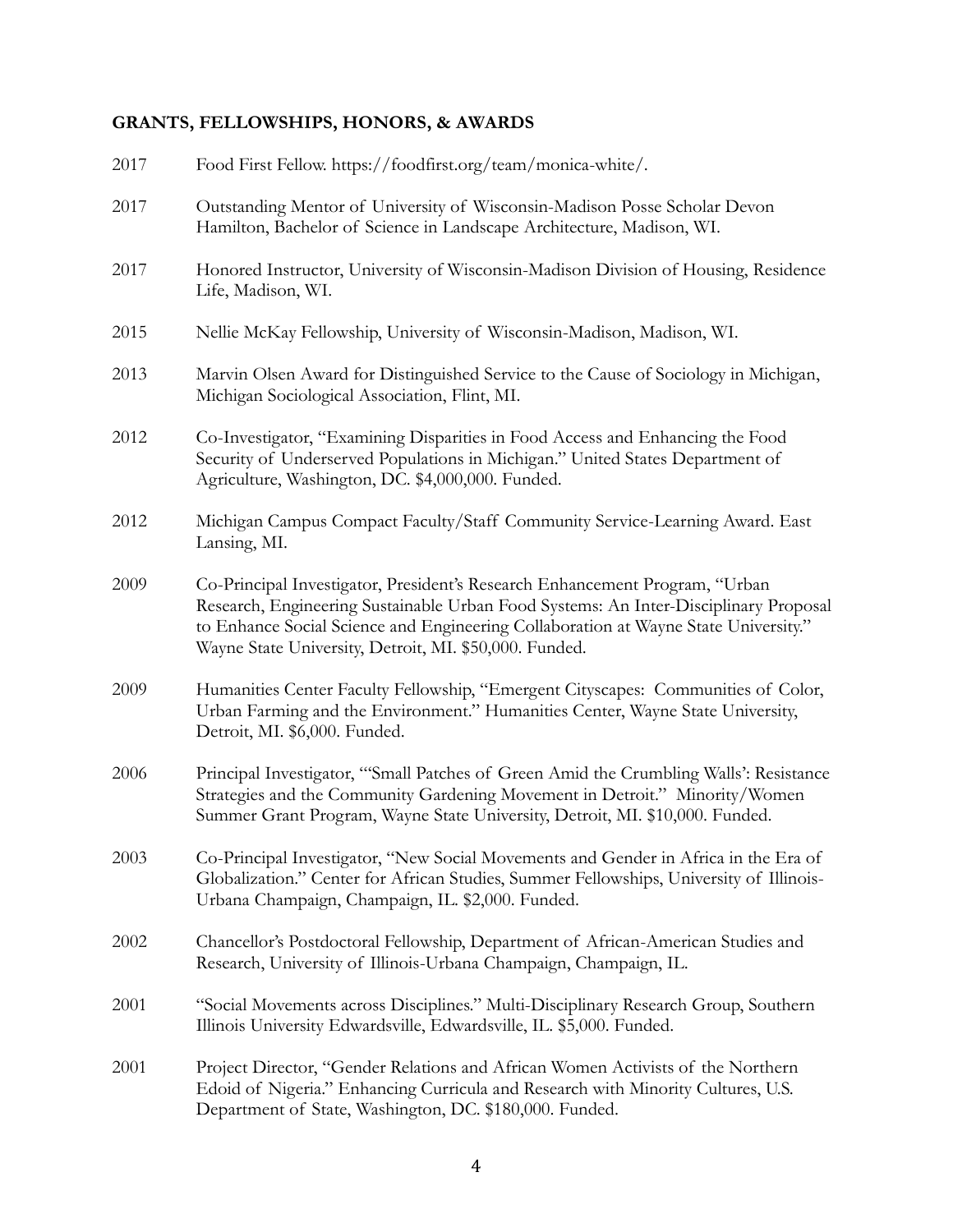**GRANTS, FELLOWSHIPS, HONORS, & AWARDS**

2017 Food First Fellow. https://foodfirst.org/team/monica-white/.

2017 Outstanding Mentor of University of Wisconsin-Madison Posse Scholar Devon Hamilton, Bachelor of Science in Landscape Architecture, Madison, WI.

2017 Honored Instructor, University of Wisconsin-Madison Division of Housing, Residence Life, Madison, WI.

2015 Nellie McKay Fellowship, University of Wisconsin-Madison, Madison, WI.

2013 Marvin Olsen Award for Distinguished Service to the Cause of Sociology in Michigan, Michigan Sociological Association, Flint, MI.

2012 Co-Investigator, "Examining Disparities in Food Access and Enhancing the Food Security of Underserved Populations in Michigan." United States Department of Agriculture, Washington, DC. $4,000,000. Funded.

2012 Michigan Campus Compact Faculty/Staff Community Service-Learning Award. East Lansing, MI.

2009 Co-Principal Investigator, President's Research Enhancement Program, "Urban Research, Engineering Sustainable Urban Food Systems: An Inter-Disciplinary Proposal to Enhance Social Science and Engineering Collaboration at Wayne State University." Wayne State University, Detroit, MI. $50,000. Funded.

2009 Humanities Center Faculty Fellowship, "Emergent Cityscapes: Communities of Color, Urban Farming and the Environment." Humanities Center, Wayne State University, Detroit, MI. $6,000. Funded.

2006 Principal Investigator, "'Small Patches of Green Amid the Crumbling Walls': Resistance Strategies and the Community Gardening Movement in Detroit." Minority/Women Summer Grant Program, Wayne State University, Detroit, MI. $10,000. Funded.

2003 Co-Principal Investigator, "New Social Movements and Gender in Africa in the Era of Globalization." Center for African Studies, Summer Fellowships, University of Illinois-Urbana Champaign, Champaign, IL. $2,000. Funded.

2002 Chancellor's Postdoctoral Fellowship, Department of African-American Studies and Research, University of Illinois-Urbana Champaign, Champaign, IL.

2001 "Social Movements across Disciplines." Multi-Disciplinary Research Group, Southern Illinois University Edwardsville, Edwardsville, IL. $5,000. Funded.

2001 Project Director, "Gender Relations and African Women Activists of the Northern Edoid of Nigeria." Enhancing Curricula and Research with Minority Cultures, U.S. Department of State, Washington, DC. $180,000. Funded.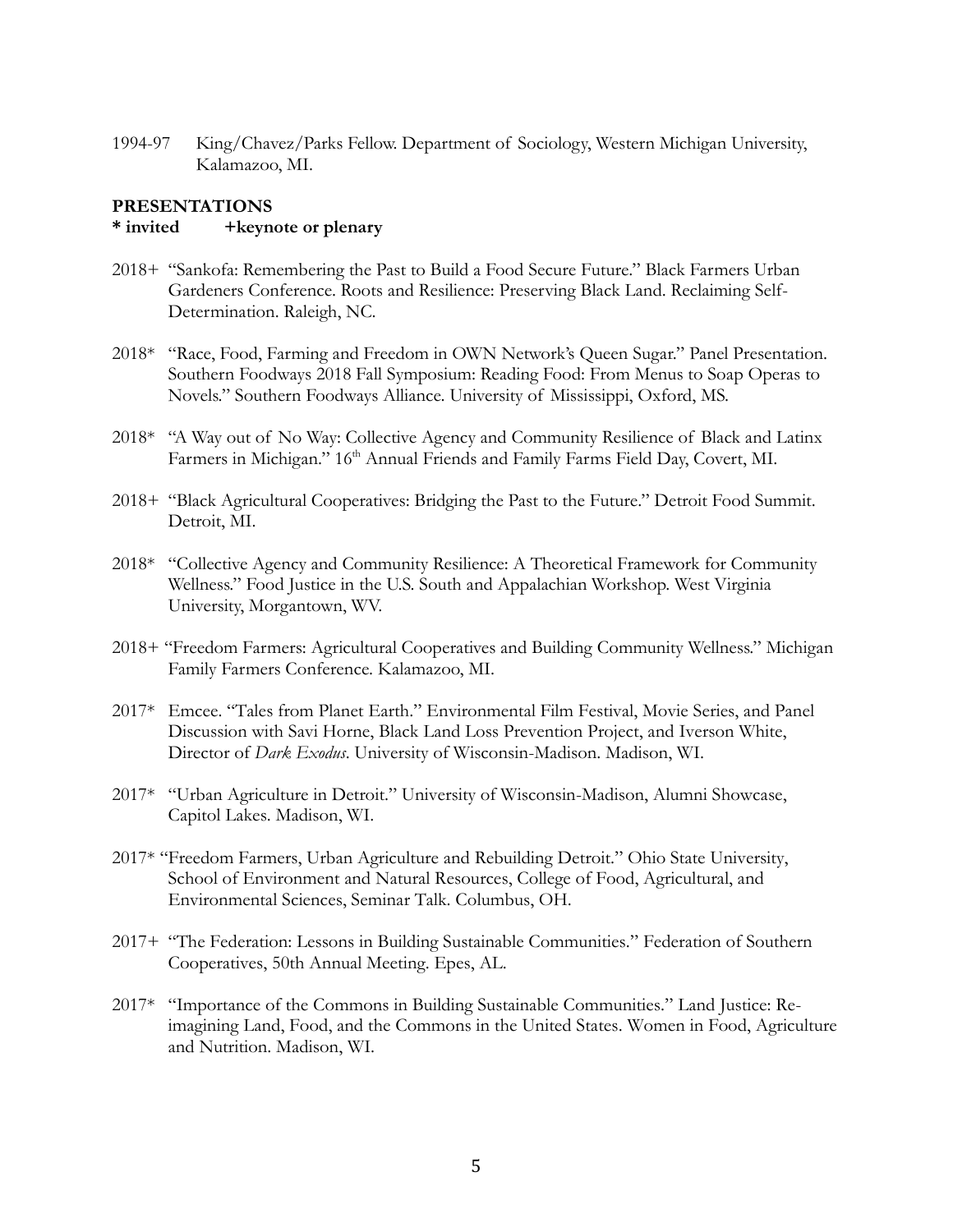1994-97 King/Chavez/Parks Fellow. Department of Sociology, Western Michigan University, Kalamazoo, MI.

## PRESENTATIONS

**\* invited +keynote or plenary**

2018+ "Sankofa: Remembering the Past to Build a Food Secure Future." Black Farmers Urban Gardeners Conference. Roots and Resilience: Preserving Black Land. Reclaiming Self-Determination. Raleigh, NC.

2018* "Race, Food, Farming and Freedom in OWN Network's Queen Sugar." Panel Presentation. Southern Foodways 2018 Fall Symposium: Reading Food: From Menus to Soap Operas to Novels." Southern Foodways Alliance. University of Mississippi, Oxford, MS.

2018* "A Way out of No Way: Collective Agency and Community Resilience of Black and Latinx Farmers in Michigan." 16th Annual Friends and Family Farms Field Day, Covert, MI.

2018+ "Black Agricultural Cooperatives: Bridging the Past to the Future." Detroit Food Summit. Detroit, MI.

2018* "Collective Agency and Community Resilience: A Theoretical Framework for Community Wellness." Food Justice in the U.S. South and Appalachian Workshop. West Virginia University, Morgantown, WV.

2018+ "Freedom Farmers: Agricultural Cooperatives and Building Community Wellness." Michigan Family Farmers Conference. Kalamazoo, MI.

2017* Emcee. "Tales from Planet Earth." Environmental Film Festival, Movie Series, and Panel Discussion with Savi Horne, Black Land Loss Prevention Project, and Iverson White, Director of *Dark Exodus*. University of Wisconsin-Madison. Madison, WI.

2017* "Urban Agriculture in Detroit." University of Wisconsin-Madison, Alumni Showcase, Capitol Lakes. Madison, WI.

2017* "Freedom Farmers, Urban Agriculture and Rebuilding Detroit." Ohio State University, School of Environment and Natural Resources, College of Food, Agricultural, and Environmental Sciences, Seminar Talk. Columbus, OH.

2017+ "The Federation: Lessons in Building Sustainable Communities." Federation of Southern Cooperatives, 50th Annual Meeting. Epes, AL.

2017* "Importance of the Commons in Building Sustainable Communities." Land Justice: Re-imagining Land, Food, and the Commons in the United States. Women in Food, Agriculture and Nutrition. Madison, WI.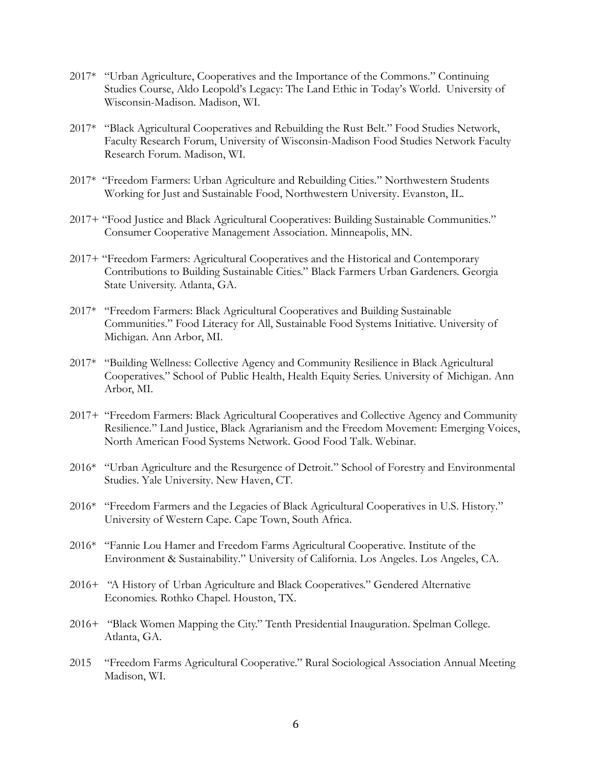2017* "Urban Agriculture, Cooperatives and the Importance of the Commons." Continuing Studies Course, Aldo Leopold's Legacy: The Land Ethic in Today's World. University of Wisconsin-Madison. Madison, WI.

2017* "Black Agricultural Cooperatives and Rebuilding the Rust Belt." Food Studies Network, Faculty Research Forum, University of Wisconsin-Madison Food Studies Network Faculty Research Forum. Madison, WI.

2017* "Freedom Farmers: Urban Agriculture and Rebuilding Cities." Northwestern Students Working for Just and Sustainable Food, Northwestern University. Evanston, IL.

2017+ "Food Justice and Black Agricultural Cooperatives: Building Sustainable Communities." Consumer Cooperative Management Association. Minneapolis, MN.

2017+ "Freedom Farmers: Agricultural Cooperatives and the Historical and Contemporary Contributions to Building Sustainable Cities." Black Farmers Urban Gardeners. Georgia State University. Atlanta, GA.

2017* "Freedom Farmers: Black Agricultural Cooperatives and Building Sustainable Communities." Food Literacy for All, Sustainable Food Systems Initiative. University of Michigan. Ann Arbor, MI.

2017* "Building Wellness: Collective Agency and Community Resilience in Black Agricultural Cooperatives." School of Public Health, Health Equity Series. University of Michigan. Ann Arbor, MI.

2017+ "Freedom Farmers: Black Agricultural Cooperatives and Collective Agency and Community Resilience." Land Justice, Black Agrarianism and the Freedom Movement: Emerging Voices, North American Food Systems Network. Good Food Talk. Webinar.

2016* "Urban Agriculture and the Resurgence of Detroit." School of Forestry and Environmental Studies. Yale University. New Haven, CT.

2016* "Freedom Farmers and the Legacies of Black Agricultural Cooperatives in U.S. History." University of Western Cape. Cape Town, South Africa.

2016* "Fannie Lou Hamer and Freedom Farms Agricultural Cooperative. Institute of the Environment & Sustainability." University of California. Los Angeles. Los Angeles, CA.

2016+ "A History of Urban Agriculture and Black Cooperatives." Gendered Alternative Economies. Rothko Chapel. Houston, TX.

2016+ "Black Women Mapping the City." Tenth Presidential Inauguration. Spelman College. Atlanta, GA.

2015 "Freedom Farms Agricultural Cooperative." Rural Sociological Association Annual Meeting Madison, WI.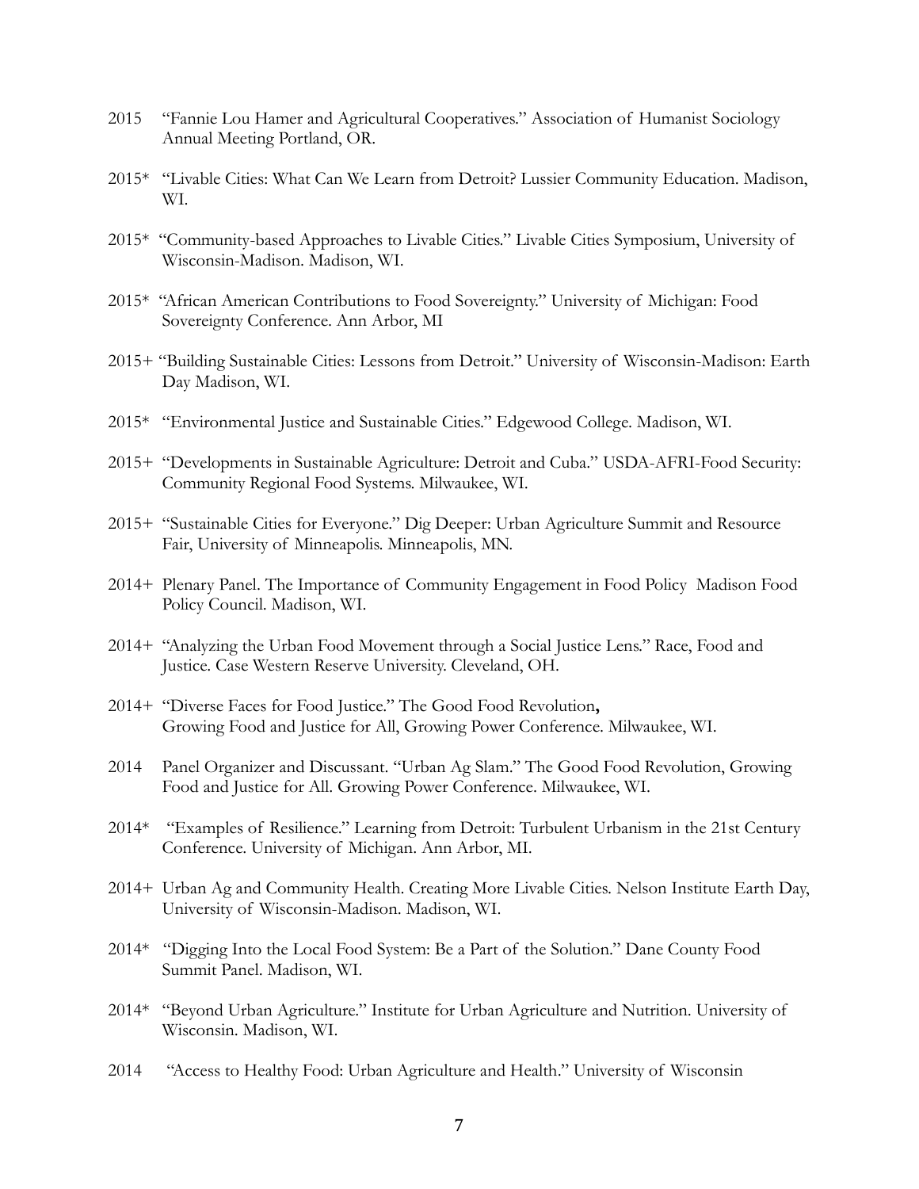2015 "Fannie Lou Hamer and Agricultural Cooperatives." Association of Humanist Sociology Annual Meeting Portland, OR.

2015* "Livable Cities: What Can We Learn from Detroit? Lussier Community Education. Madison, WI.

2015* "Community-based Approaches to Livable Cities." Livable Cities Symposium, University of Wisconsin-Madison. Madison, WI.

2015* "African American Contributions to Food Sovereignty." University of Michigan: Food Sovereignty Conference. Ann Arbor, MI

2015+ "Building Sustainable Cities: Lessons from Detroit." University of Wisconsin-Madison: Earth Day Madison, WI.

2015* "Environmental Justice and Sustainable Cities." Edgewood College. Madison, WI.

2015+ "Developments in Sustainable Agriculture: Detroit and Cuba." USDA-AFRI-Food Security: Community Regional Food Systems. Milwaukee, WI.

2015+ "Sustainable Cities for Everyone." Dig Deeper: Urban Agriculture Summit and Resource Fair, University of Minneapolis. Minneapolis, MN.

2014+ Plenary Panel. The Importance of Community Engagement in Food Policy Madison Food Policy Council. Madison, WI.

2014+ "Analyzing the Urban Food Movement through a Social Justice Lens." Race, Food and Justice. Case Western Reserve University. Cleveland, OH.

2014+ "Diverse Faces for Food Justice." The Good Food Revolution**,** Growing Food and Justice for All, Growing Power Conference. Milwaukee, WI.

2014 Panel Organizer and Discussant. "Urban Ag Slam." The Good Food Revolution, Growing Food and Justice for All. Growing Power Conference. Milwaukee, WI.

2014* "Examples of Resilience." Learning from Detroit: Turbulent Urbanism in the 21st Century Conference. University of Michigan. Ann Arbor, MI.

2014+ Urban Ag and Community Health. Creating More Livable Cities. Nelson Institute Earth Day, University of Wisconsin-Madison. Madison, WI.

2014* "Digging Into the Local Food System: Be a Part of the Solution." Dane County Food Summit Panel. Madison, WI.

2014* "Beyond Urban Agriculture." Institute for Urban Agriculture and Nutrition. University of Wisconsin. Madison, WI.

2014 "Access to Healthy Food: Urban Agriculture and Health." University of Wisconsin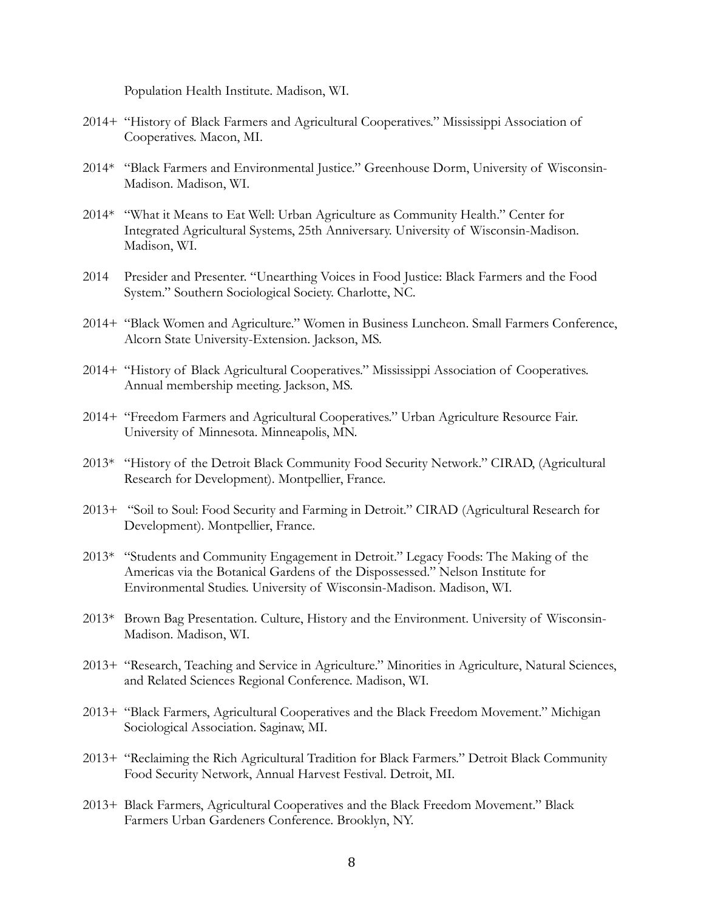Population Health Institute. Madison, WI.

2014+ "History of Black Farmers and Agricultural Cooperatives." Mississippi Association of Cooperatives. Macon, MI.

2014* "Black Farmers and Environmental Justice." Greenhouse Dorm, University of Wisconsin-Madison. Madison, WI.

2014* "What it Means to Eat Well: Urban Agriculture as Community Health." Center for Integrated Agricultural Systems, 25th Anniversary. University of Wisconsin-Madison. Madison, WI.

2014 Presider and Presenter. "Unearthing Voices in Food Justice: Black Farmers and the Food System." Southern Sociological Society. Charlotte, NC.

2014+ "Black Women and Agriculture." Women in Business Luncheon. Small Farmers Conference, Alcorn State University-Extension. Jackson, MS.

2014+ "History of Black Agricultural Cooperatives." Mississippi Association of Cooperatives. Annual membership meeting. Jackson, MS.

2014+ "Freedom Farmers and Agricultural Cooperatives." Urban Agriculture Resource Fair. University of Minnesota. Minneapolis, MN.

2013* "History of the Detroit Black Community Food Security Network." CIRAD, (Agricultural Research for Development). Montpellier, France.

2013+ "Soil to Soul: Food Security and Farming in Detroit." CIRAD (Agricultural Research for Development). Montpellier, France.

2013* "Students and Community Engagement in Detroit." Legacy Foods: The Making of the Americas via the Botanical Gardens of the Dispossessed." Nelson Institute for Environmental Studies. University of Wisconsin-Madison. Madison, WI.

2013* Brown Bag Presentation. Culture, History and the Environment. University of Wisconsin-Madison. Madison, WI.

2013+ "Research, Teaching and Service in Agriculture." Minorities in Agriculture, Natural Sciences, and Related Sciences Regional Conference. Madison, WI.

2013+ "Black Farmers, Agricultural Cooperatives and the Black Freedom Movement." Michigan Sociological Association. Saginaw, MI.

2013+ "Reclaiming the Rich Agricultural Tradition for Black Farmers." Detroit Black Community Food Security Network, Annual Harvest Festival. Detroit, MI.

2013+ Black Farmers, Agricultural Cooperatives and the Black Freedom Movement." Black Farmers Urban Gardeners Conference. Brooklyn, NY.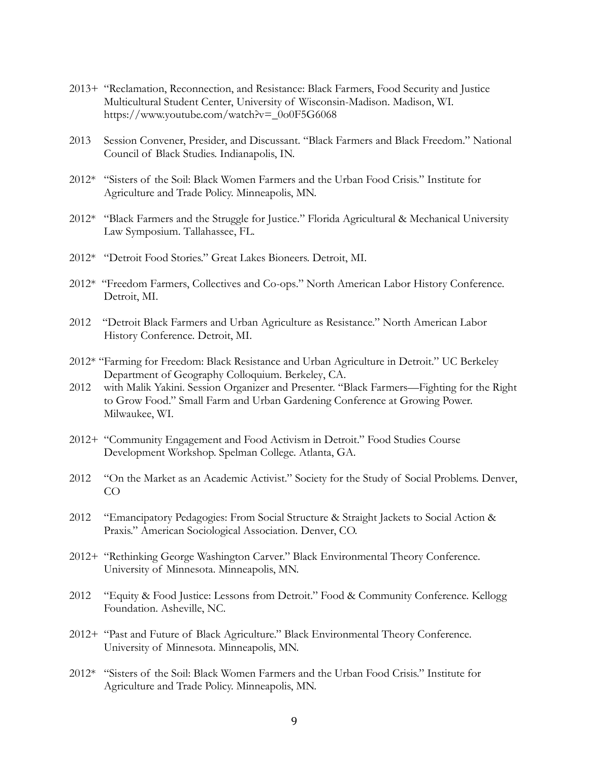2013+ "Reclamation, Reconnection, and Resistance: Black Farmers, Food Security and Justice Multicultural Student Center, University of Wisconsin-Madison. Madison, WI. https://www.youtube.com/watch?v=_0o0F5G6068

2013 Session Convener, Presider, and Discussant. "Black Farmers and Black Freedom." National Council of Black Studies. Indianapolis, IN.

2012* "Sisters of the Soil: Black Women Farmers and the Urban Food Crisis." Institute for Agriculture and Trade Policy. Minneapolis, MN.

2012* "Black Farmers and the Struggle for Justice." Florida Agricultural & Mechanical University Law Symposium. Tallahassee, FL.

2012* "Detroit Food Stories." Great Lakes Bioneers. Detroit, MI.

2012* "Freedom Farmers, Collectives and Co-ops." North American Labor History Conference. Detroit, MI.

2012 "Detroit Black Farmers and Urban Agriculture as Resistance." North American Labor History Conference. Detroit, MI.

2012* "Farming for Freedom: Black Resistance and Urban Agriculture in Detroit." UC Berkeley Department of Geography Colloquium. Berkeley, CA.

2012 with Malik Yakini. Session Organizer and Presenter. "Black Farmers—Fighting for the Right to Grow Food." Small Farm and Urban Gardening Conference at Growing Power. Milwaukee, WI.

2012+ "Community Engagement and Food Activism in Detroit." Food Studies Course Development Workshop. Spelman College. Atlanta, GA.

2012 "On the Market as an Academic Activist." Society for the Study of Social Problems. Denver, CO

2012 "Emancipatory Pedagogies: From Social Structure & Straight Jackets to Social Action & Praxis." American Sociological Association. Denver, CO.

2012+ "Rethinking George Washington Carver." Black Environmental Theory Conference. University of Minnesota. Minneapolis, MN.

2012 "Equity & Food Justice: Lessons from Detroit." Food & Community Conference. Kellogg Foundation. Asheville, NC.

2012+ "Past and Future of Black Agriculture." Black Environmental Theory Conference. University of Minnesota. Minneapolis, MN.

2012* "Sisters of the Soil: Black Women Farmers and the Urban Food Crisis." Institute for Agriculture and Trade Policy. Minneapolis, MN.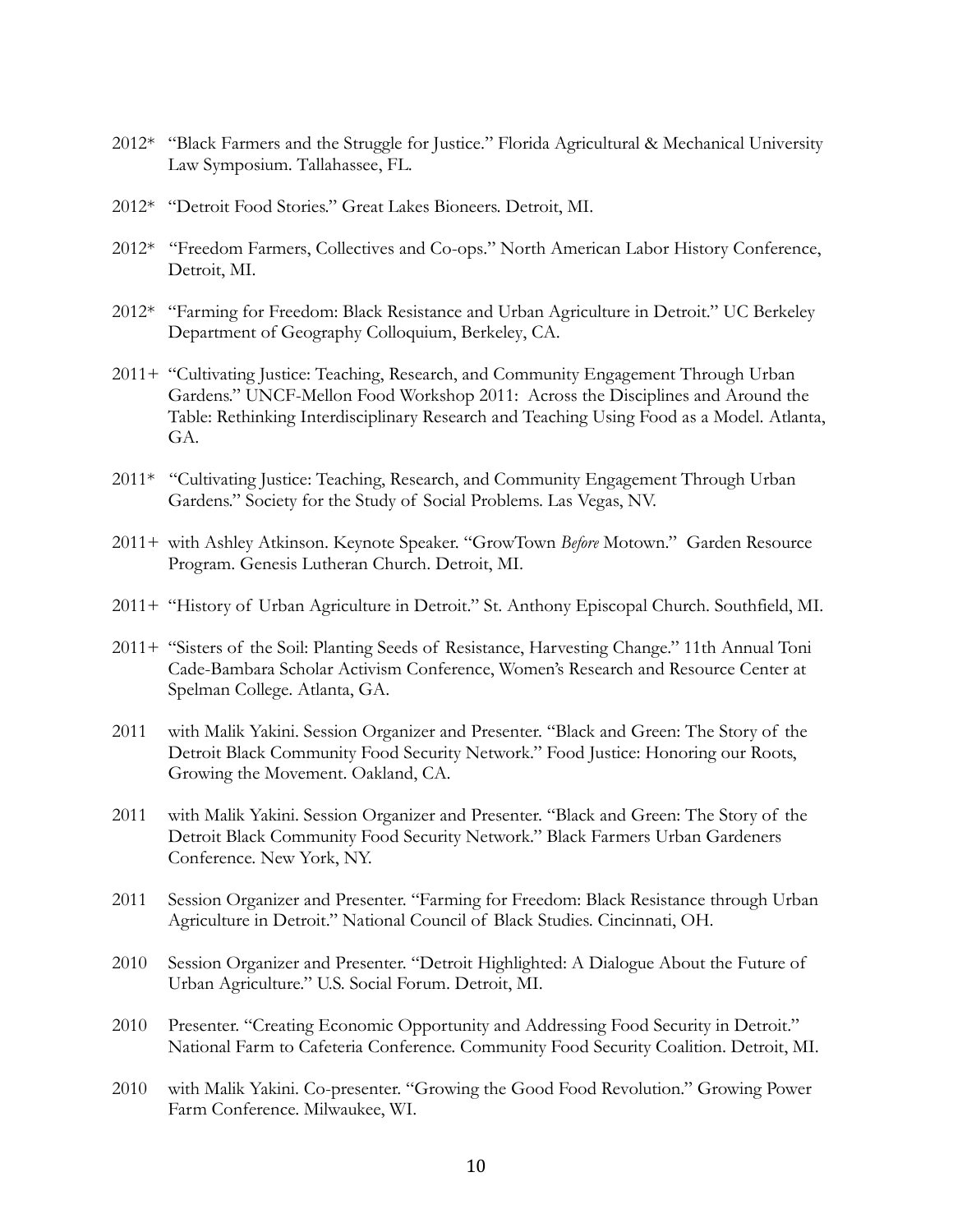2012* "Black Farmers and the Struggle for Justice." Florida Agricultural & Mechanical University Law Symposium. Tallahassee, FL.

2012* "Detroit Food Stories." Great Lakes Bioneers. Detroit, MI.

2012* "Freedom Farmers, Collectives and Co-ops." North American Labor History Conference, Detroit, MI.

2012* "Farming for Freedom: Black Resistance and Urban Agriculture in Detroit." UC Berkeley Department of Geography Colloquium, Berkeley, CA.

2011+ "Cultivating Justice: Teaching, Research, and Community Engagement Through Urban Gardens." UNCF-Mellon Food Workshop 2011: Across the Disciplines and Around the Table: Rethinking Interdisciplinary Research and Teaching Using Food as a Model. Atlanta, GA.

2011* "Cultivating Justice: Teaching, Research, and Community Engagement Through Urban Gardens." Society for the Study of Social Problems. Las Vegas, NV.

2011+ with Ashley Atkinson. Keynote Speaker. "GrowTown *Before* Motown." Garden Resource Program. Genesis Lutheran Church. Detroit, MI.

2011+ "History of Urban Agriculture in Detroit." St. Anthony Episcopal Church. Southfield, MI.

2011+ "Sisters of the Soil: Planting Seeds of Resistance, Harvesting Change." 11th Annual Toni Cade-Bambara Scholar Activism Conference, Women's Research and Resource Center at Spelman College. Atlanta, GA.

2011 with Malik Yakini. Session Organizer and Presenter. "Black and Green: The Story of the Detroit Black Community Food Security Network." Food Justice: Honoring our Roots, Growing the Movement. Oakland, CA.

2011 with Malik Yakini. Session Organizer and Presenter. "Black and Green: The Story of the Detroit Black Community Food Security Network." Black Farmers Urban Gardeners Conference. New York, NY.

2011 Session Organizer and Presenter. "Farming for Freedom: Black Resistance through Urban Agriculture in Detroit." National Council of Black Studies. Cincinnati, OH.

2010 Session Organizer and Presenter. "Detroit Highlighted: A Dialogue About the Future of Urban Agriculture." U.S. Social Forum. Detroit, MI.

2010 Presenter. "Creating Economic Opportunity and Addressing Food Security in Detroit." National Farm to Cafeteria Conference. Community Food Security Coalition. Detroit, MI.

2010 with Malik Yakini. Co-presenter. "Growing the Good Food Revolution." Growing Power Farm Conference. Milwaukee, WI.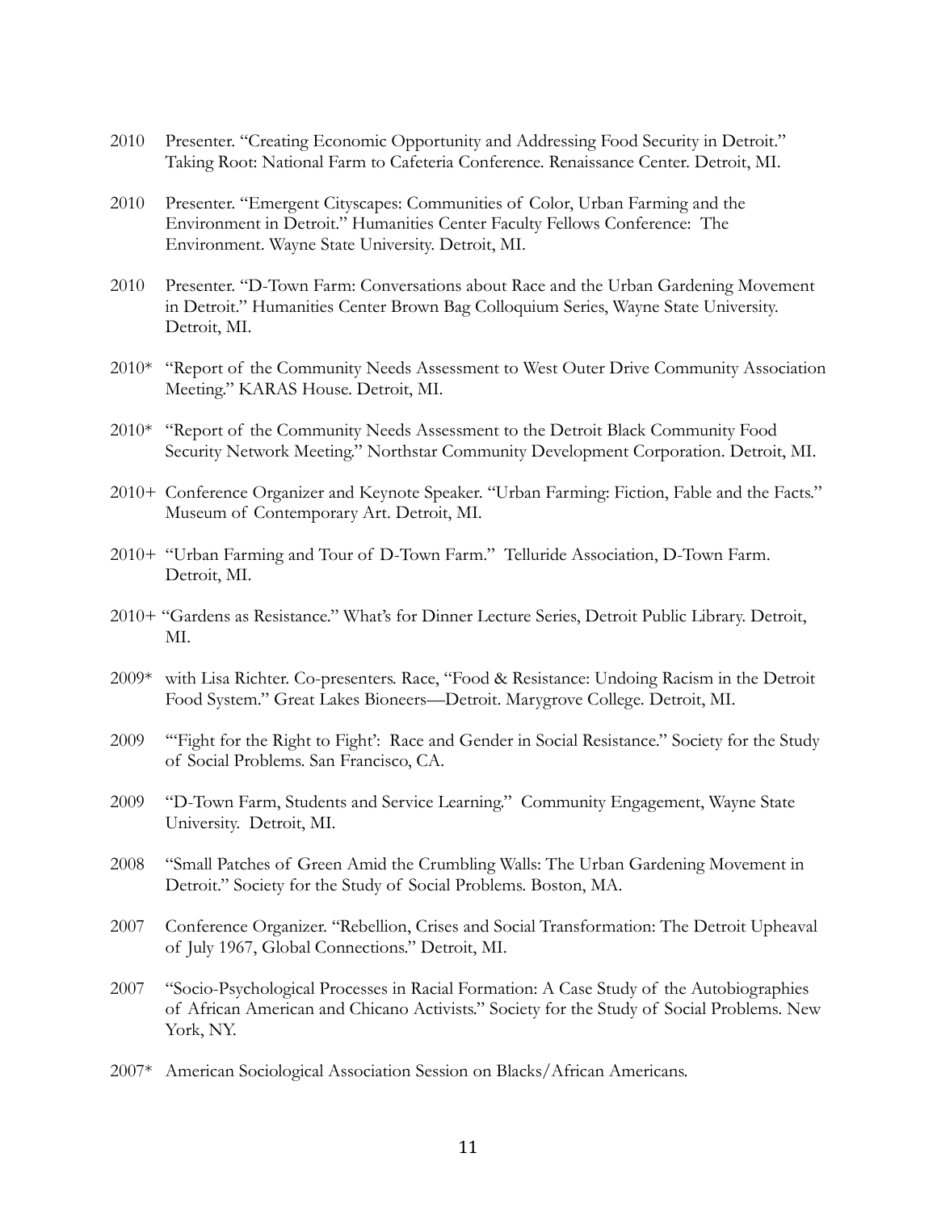2010 Presenter. "Creating Economic Opportunity and Addressing Food Security in Detroit." Taking Root: National Farm to Cafeteria Conference. Renaissance Center. Detroit, MI.

2010 Presenter. "Emergent Cityscapes: Communities of Color, Urban Farming and the Environment in Detroit." Humanities Center Faculty Fellows Conference: The Environment. Wayne State University. Detroit, MI.

2010 Presenter. "D-Town Farm: Conversations about Race and the Urban Gardening Movement in Detroit." Humanities Center Brown Bag Colloquium Series, Wayne State University. Detroit, MI.

2010* "Report of the Community Needs Assessment to West Outer Drive Community Association Meeting." KARAS House. Detroit, MI.

2010* "Report of the Community Needs Assessment to the Detroit Black Community Food Security Network Meeting." Northstar Community Development Corporation. Detroit, MI.

2010+ Conference Organizer and Keynote Speaker. "Urban Farming: Fiction, Fable and the Facts." Museum of Contemporary Art. Detroit, MI.

2010+ "Urban Farming and Tour of D-Town Farm." Telluride Association, D-Town Farm. Detroit, MI.

2010+ "Gardens as Resistance." What's for Dinner Lecture Series, Detroit Public Library. Detroit, MI.

2009* with Lisa Richter. Co-presenters. Race, "Food & Resistance: Undoing Racism in the Detroit Food System." Great Lakes Bioneers—Detroit. Marygrove College. Detroit, MI.

2009 "'Fight for the Right to Fight': Race and Gender in Social Resistance." Society for the Study of Social Problems. San Francisco, CA.

2009 "D-Town Farm, Students and Service Learning." Community Engagement, Wayne State University. Detroit, MI.

2008 "Small Patches of Green Amid the Crumbling Walls: The Urban Gardening Movement in Detroit." Society for the Study of Social Problems. Boston, MA.

2007 Conference Organizer. "Rebellion, Crises and Social Transformation: The Detroit Upheaval of July 1967, Global Connections." Detroit, MI.

2007 "Socio-Psychological Processes in Racial Formation: A Case Study of the Autobiographies of African American and Chicano Activists." Society for the Study of Social Problems. New York, NY.

2007* American Sociological Association Session on Blacks/African Americans.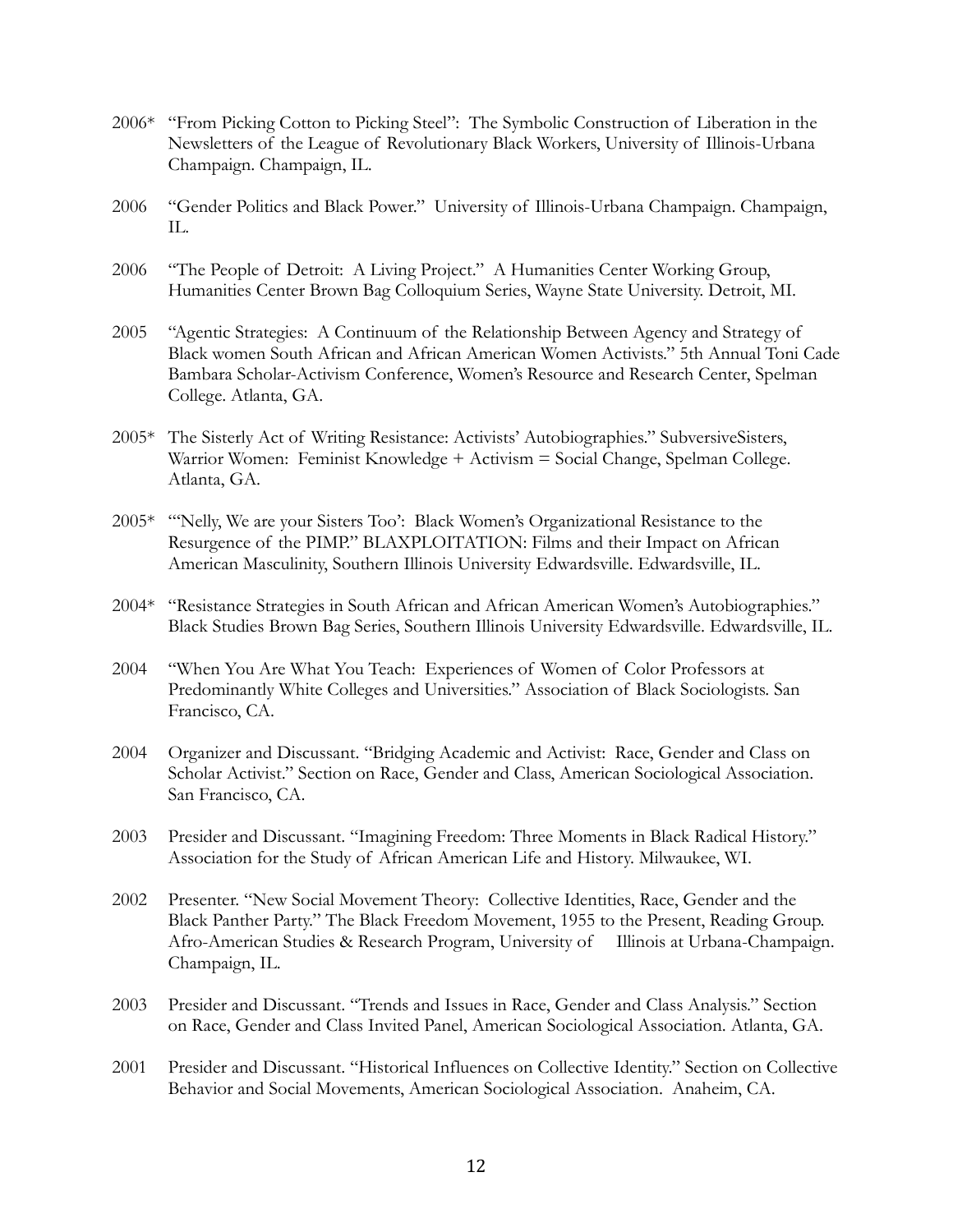2006* "From Picking Cotton to Picking Steel": The Symbolic Construction of Liberation in the Newsletters of the League of Revolutionary Black Workers, University of Illinois-Urbana Champaign. Champaign, IL.

2006 "Gender Politics and Black Power." University of Illinois-Urbana Champaign. Champaign, IL.

2006 "The People of Detroit: A Living Project." A Humanities Center Working Group, Humanities Center Brown Bag Colloquium Series, Wayne State University. Detroit, MI.

2005 "Agentic Strategies: A Continuum of the Relationship Between Agency and Strategy of Black women South African and African American Women Activists." 5th Annual Toni Cade Bambara Scholar-Activism Conference, Women's Resource and Research Center, Spelman College. Atlanta, GA.

2005* The Sisterly Act of Writing Resistance: Activists' Autobiographies." SubversiveSisters, Warrior Women: Feminist Knowledge + Activism = Social Change, Spelman College. Atlanta, GA.

2005* "'Nelly, We are your Sisters Too': Black Women's Organizational Resistance to the Resurgence of the PIMP." BLAXPLOITATION: Films and their Impact on African American Masculinity, Southern Illinois University Edwardsville. Edwardsville, IL.

2004* "Resistance Strategies in South African and African American Women's Autobiographies." Black Studies Brown Bag Series, Southern Illinois University Edwardsville. Edwardsville, IL.

2004 "When You Are What You Teach: Experiences of Women of Color Professors at Predominantly White Colleges and Universities." Association of Black Sociologists. San Francisco, CA.

2004 Organizer and Discussant. "Bridging Academic and Activist: Race, Gender and Class on Scholar Activist." Section on Race, Gender and Class, American Sociological Association. San Francisco, CA.

2003 Presider and Discussant. "Imagining Freedom: Three Moments in Black Radical History." Association for the Study of African American Life and History. Milwaukee, WI.

2002 Presenter. "New Social Movement Theory: Collective Identities, Race, Gender and the Black Panther Party." The Black Freedom Movement, 1955 to the Present, Reading Group. Afro-American Studies & Research Program, University of Illinois at Urbana-Champaign. Champaign, IL.

2003 Presider and Discussant. "Trends and Issues in Race, Gender and Class Analysis." Section on Race, Gender and Class Invited Panel, American Sociological Association. Atlanta, GA.

2001 Presider and Discussant. "Historical Influences on Collective Identity." Section on Collective Behavior and Social Movements, American Sociological Association. Anaheim, CA.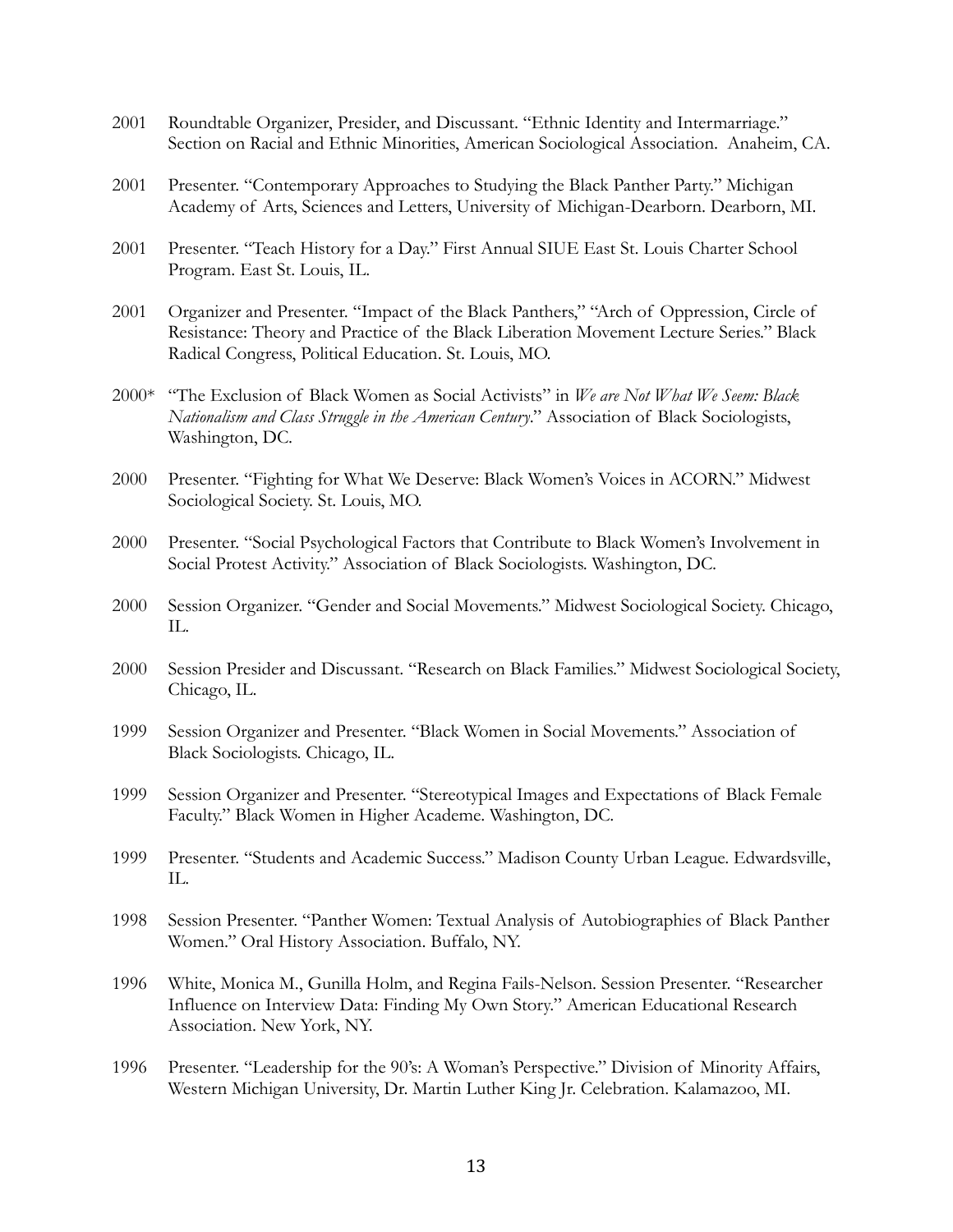2001 Roundtable Organizer, Presider, and Discussant. "Ethnic Identity and Intermarriage." Section on Racial and Ethnic Minorities, American Sociological Association. Anaheim, CA.

2001 Presenter. "Contemporary Approaches to Studying the Black Panther Party." Michigan Academy of Arts, Sciences and Letters, University of Michigan-Dearborn. Dearborn, MI.

2001 Presenter. "Teach History for a Day." First Annual SIUE East St. Louis Charter School Program. East St. Louis, IL.

2001 Organizer and Presenter. "Impact of the Black Panthers," "Arch of Oppression, Circle of Resistance: Theory and Practice of the Black Liberation Movement Lecture Series." Black Radical Congress, Political Education. St. Louis, MO.

2000* "The Exclusion of Black Women as Social Activists" in *We are Not What We Seem: Black Nationalism and Class Struggle in the American Century*." Association of Black Sociologists, Washington, DC.

2000 Presenter. "Fighting for What We Deserve: Black Women's Voices in ACORN." Midwest Sociological Society. St. Louis, MO.

2000 Presenter. "Social Psychological Factors that Contribute to Black Women's Involvement in Social Protest Activity." Association of Black Sociologists. Washington, DC.

2000 Session Organizer. "Gender and Social Movements." Midwest Sociological Society. Chicago, IL.

2000 Session Presider and Discussant. "Research on Black Families." Midwest Sociological Society, Chicago, IL.

1999 Session Organizer and Presenter. "Black Women in Social Movements." Association of Black Sociologists. Chicago, IL.

1999 Session Organizer and Presenter. "Stereotypical Images and Expectations of Black Female Faculty." Black Women in Higher Academe. Washington, DC.

1999 Presenter. "Students and Academic Success." Madison County Urban League. Edwardsville, IL.

1998 Session Presenter. "Panther Women: Textual Analysis of Autobiographies of Black Panther Women." Oral History Association. Buffalo, NY.

1996 White, Monica M., Gunilla Holm, and Regina Fails-Nelson. Session Presenter. "Researcher Influence on Interview Data: Finding My Own Story." American Educational Research Association. New York, NY.

1996 Presenter. "Leadership for the 90's: A Woman's Perspective." Division of Minority Affairs, Western Michigan University, Dr. Martin Luther King Jr. Celebration. Kalamazoo, MI.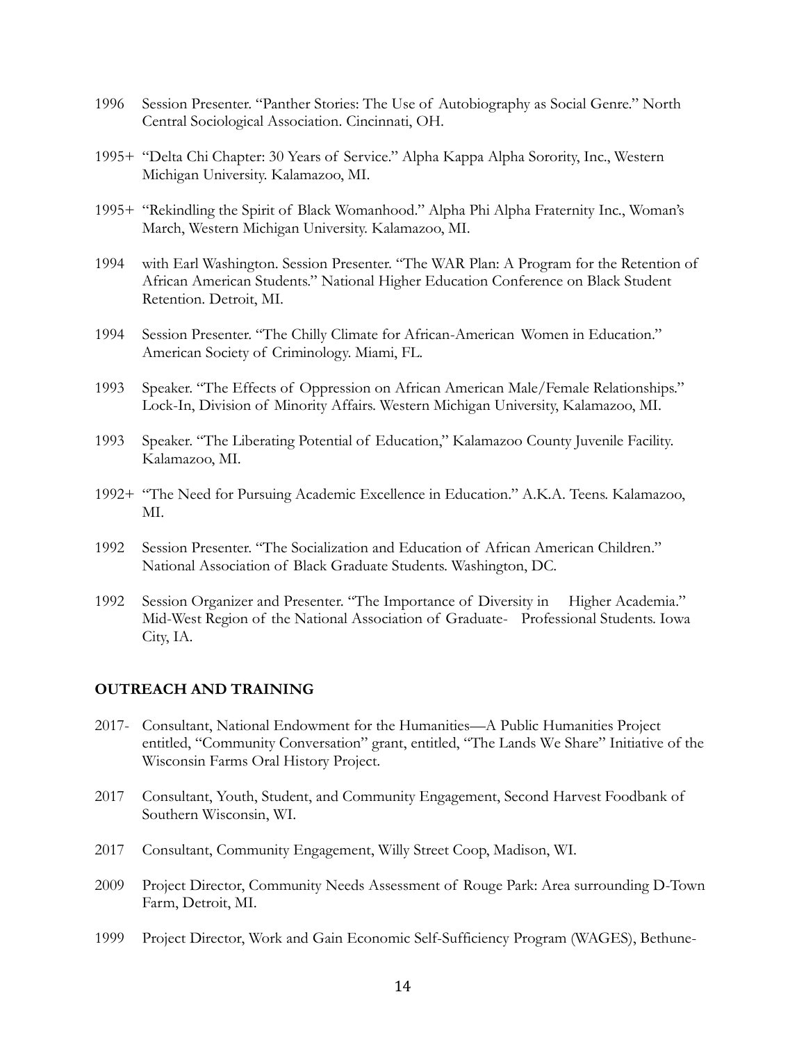1996 Session Presenter. "Panther Stories: The Use of Autobiography as Social Genre." North Central Sociological Association. Cincinnati, OH.

1995+ "Delta Chi Chapter: 30 Years of Service." Alpha Kappa Alpha Sorority, Inc., Western Michigan University. Kalamazoo, MI.

1995+ "Rekindling the Spirit of Black Womanhood." Alpha Phi Alpha Fraternity Inc., Woman's March, Western Michigan University. Kalamazoo, MI.

1994 with Earl Washington. Session Presenter. "The WAR Plan: A Program for the Retention of African American Students." National Higher Education Conference on Black Student Retention. Detroit, MI.

1994 Session Presenter. "The Chilly Climate for African-American Women in Education." American Society of Criminology. Miami, FL.

1993 Speaker. "The Effects of Oppression on African American Male/Female Relationships." Lock-In, Division of Minority Affairs. Western Michigan University, Kalamazoo, MI.

1993 Speaker. "The Liberating Potential of Education," Kalamazoo County Juvenile Facility. Kalamazoo, MI.

1992+ "The Need for Pursuing Academic Excellence in Education." A.K.A. Teens. Kalamazoo, MI.

1992 Session Presenter. "The Socialization and Education of African American Children." National Association of Black Graduate Students. Washington, DC.

1992 Session Organizer and Presenter. "The Importance of Diversity in Higher Academia." Mid-West Region of the National Association of Graduate- Professional Students. Iowa City, IA.

**OUTREACH AND TRAINING**

2017- Consultant, National Endowment for the Humanities—A Public Humanities Project entitled, "Community Conversation" grant, entitled, "The Lands We Share" Initiative of the Wisconsin Farms Oral History Project.

2017 Consultant, Youth, Student, and Community Engagement, Second Harvest Foodbank of Southern Wisconsin, WI.

2017 Consultant, Community Engagement, Willy Street Coop, Madison, WI.

2009 Project Director, Community Needs Assessment of Rouge Park: Area surrounding D-Town Farm, Detroit, MI.

1999 Project Director, Work and Gain Economic Self-Sufficiency Program (WAGES), Bethune-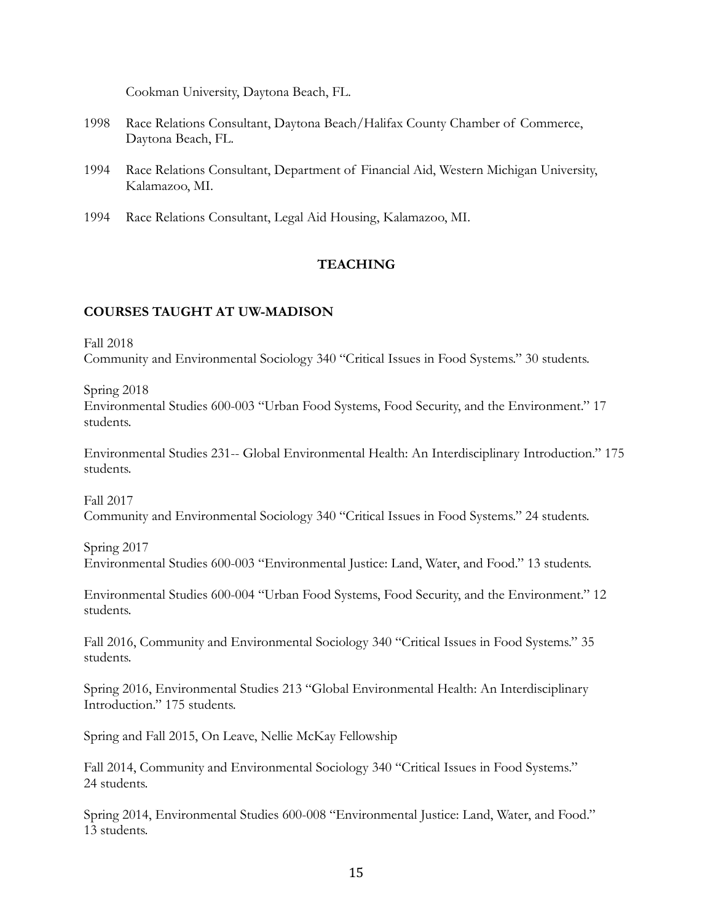Cookman University, Daytona Beach, FL.

1998 Race Relations Consultant, Daytona Beach/Halifax County Chamber of Commerce, Daytona Beach, FL.

1994 Race Relations Consultant, Department of Financial Aid, Western Michigan University, Kalamazoo, MI.

1994 Race Relations Consultant, Legal Aid Housing, Kalamazoo, MI.

## TEACHING

### COURSES TAUGHT AT UW-MADISON

Fall 2018
Community and Environmental Sociology 340 "Critical Issues in Food Systems." 30 students.

Spring 2018
Environmental Studies 600-003 "Urban Food Systems, Food Security, and the Environment." 17 students.

Environmental Studies 231-- Global Environmental Health: An Interdisciplinary Introduction." 175 students.

Fall 2017
Community and Environmental Sociology 340 "Critical Issues in Food Systems." 24 students.

Spring 2017
Environmental Studies 600-003 "Environmental Justice: Land, Water, and Food." 13 students.

Environmental Studies 600-004 "Urban Food Systems, Food Security, and the Environment." 12 students.

Fall 2016, Community and Environmental Sociology 340 "Critical Issues in Food Systems." 35 students.

Spring 2016, Environmental Studies 213 "Global Environmental Health: An Interdisciplinary Introduction." 175 students.

Spring and Fall 2015, On Leave, Nellie McKay Fellowship

Fall 2014, Community and Environmental Sociology 340 "Critical Issues in Food Systems." 24 students.

Spring 2014, Environmental Studies 600-008 "Environmental Justice: Land, Water, and Food." 13 students.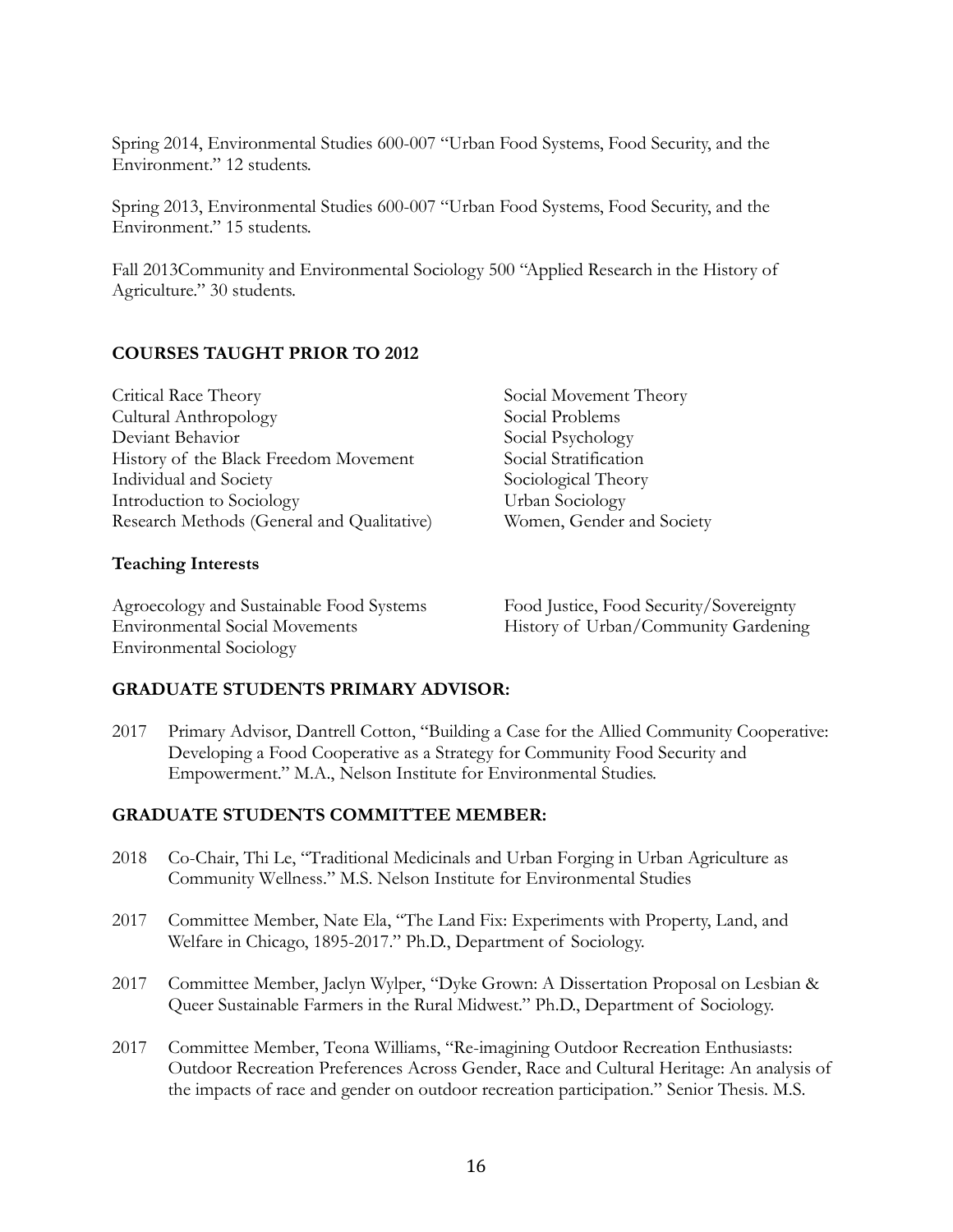Spring 2014, Environmental Studies 600-007 "Urban Food Systems, Food Security, and the Environment." 12 students.

Spring 2013, Environmental Studies 600-007 "Urban Food Systems, Food Security, and the Environment." 15 students.

Fall 2013Community and Environmental Sociology 500 "Applied Research in the History of Agriculture." 30 students.

## COURSES TAUGHT PRIOR TO 2012

Critical Race Theory
Cultural Anthropology
Deviant Behavior
History of the Black Freedom Movement
Individual and Society
Introduction to Sociology
Research Methods (General and Qualitative)
Social Movement Theory
Social Problems
Social Psychology
Social Stratification
Sociological Theory
Urban Sociology
Women, Gender and Society

### Teaching Interests

Agroecology and Sustainable Food Systems
Environmental Social Movements
Environmental Sociology
Food Justice, Food Security/Sovereignty
History of Urban/Community Gardening

## GRADUATE STUDENTS PRIMARY ADVISOR:

2017 Primary Advisor, Dantrell Cotton, "Building a Case for the Allied Community Cooperative: Developing a Food Cooperative as a Strategy for Community Food Security and Empowerment." M.A., Nelson Institute for Environmental Studies.

## GRADUATE STUDENTS COMMITTEE MEMBER:

2018 Co-Chair, Thi Le, "Traditional Medicinals and Urban Forging in Urban Agriculture as Community Wellness." M.S. Nelson Institute for Environmental Studies

2017 Committee Member, Nate Ela, "The Land Fix: Experiments with Property, Land, and Welfare in Chicago, 1895-2017." Ph.D., Department of Sociology.

2017 Committee Member, Jaclyn Wylper, "Dyke Grown: A Dissertation Proposal on Lesbian & Queer Sustainable Farmers in the Rural Midwest." Ph.D., Department of Sociology.

2017 Committee Member, Teona Williams, "Re-imagining Outdoor Recreation Enthusiasts: Outdoor Recreation Preferences Across Gender, Race and Cultural Heritage: An analysis of the impacts of race and gender on outdoor recreation participation." Senior Thesis. M.S.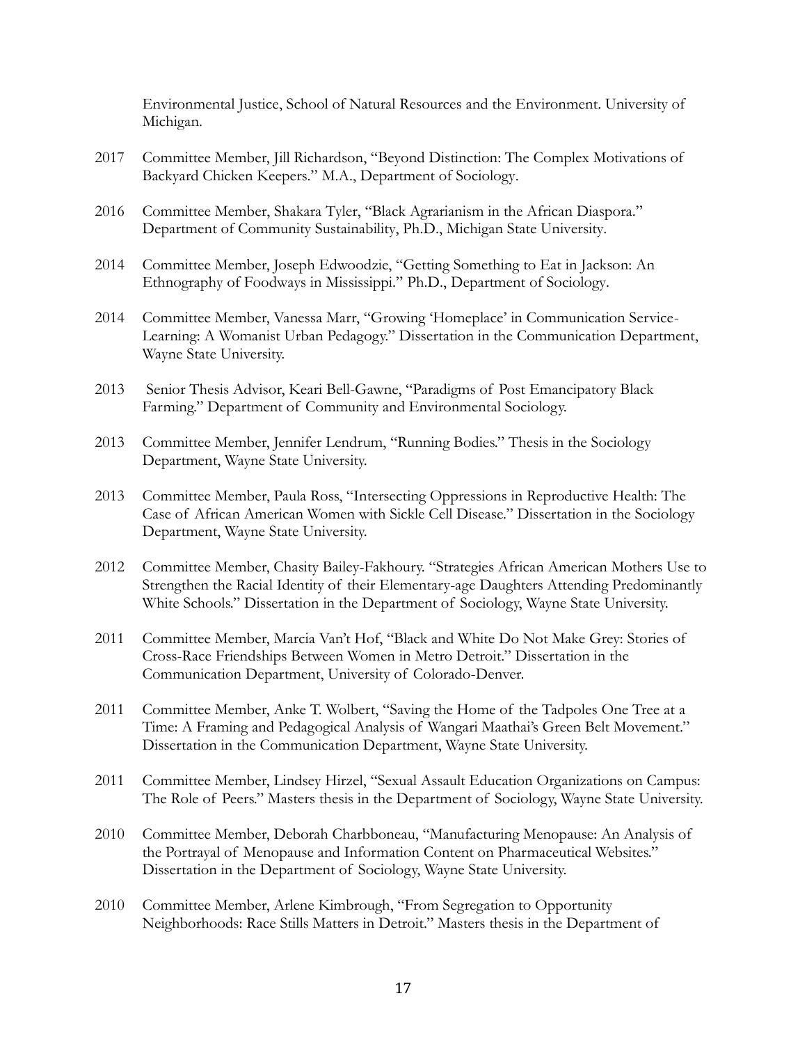Environmental Justice, School of Natural Resources and the Environment. University of Michigan.

2017 Committee Member, Jill Richardson, "Beyond Distinction: The Complex Motivations of Backyard Chicken Keepers." M.A., Department of Sociology.

2016 Committee Member, Shakara Tyler, "Black Agrarianism in the African Diaspora." Department of Community Sustainability, Ph.D., Michigan State University.

2014 Committee Member, Joseph Edwoodzie, "Getting Something to Eat in Jackson: An Ethnography of Foodways in Mississippi." Ph.D., Department of Sociology.

2014 Committee Member, Vanessa Marr, "Growing 'Homeplace' in Communication Service-Learning: A Womanist Urban Pedagogy." Dissertation in the Communication Department, Wayne State University.

2013 Senior Thesis Advisor, Keari Bell-Gawne, "Paradigms of Post Emancipatory Black Farming." Department of Community and Environmental Sociology.

2013 Committee Member, Jennifer Lendrum, "Running Bodies." Thesis in the Sociology Department, Wayne State University.

2013 Committee Member, Paula Ross, "Intersecting Oppressions in Reproductive Health: The Case of African American Women with Sickle Cell Disease." Dissertation in the Sociology Department, Wayne State University.

2012 Committee Member, Chasity Bailey-Fakhoury. "Strategies African American Mothers Use to Strengthen the Racial Identity of their Elementary-age Daughters Attending Predominantly White Schools." Dissertation in the Department of Sociology, Wayne State University.

2011 Committee Member, Marcia Van't Hof, "Black and White Do Not Make Grey: Stories of Cross-Race Friendships Between Women in Metro Detroit." Dissertation in the Communication Department, University of Colorado-Denver.

2011 Committee Member, Anke T. Wolbert, "Saving the Home of the Tadpoles One Tree at a Time: A Framing and Pedagogical Analysis of Wangari Maathai's Green Belt Movement." Dissertation in the Communication Department, Wayne State University.

2011 Committee Member, Lindsey Hirzel, "Sexual Assault Education Organizations on Campus: The Role of Peers." Masters thesis in the Department of Sociology, Wayne State University.

2010 Committee Member, Deborah Charbboneau, "Manufacturing Menopause: An Analysis of the Portrayal of Menopause and Information Content on Pharmaceutical Websites." Dissertation in the Department of Sociology, Wayne State University.

2010 Committee Member, Arlene Kimbrough, "From Segregation to Opportunity Neighborhoods: Race Stills Matters in Detroit." Masters thesis in the Department of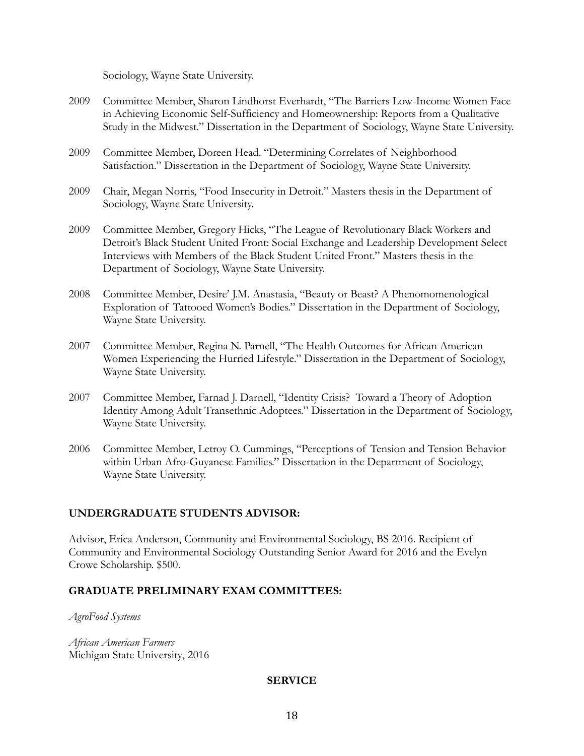Sociology, Wayne State University.

2009 Committee Member, Sharon Lindhorst Everhardt, "The Barriers Low-Income Women Face in Achieving Economic Self-Sufficiency and Homeownership: Reports from a Qualitative Study in the Midwest." Dissertation in the Department of Sociology, Wayne State University.

2009 Committee Member, Doreen Head. "Determining Correlates of Neighborhood Satisfaction." Dissertation in the Department of Sociology, Wayne State University.

2009 Chair, Megan Norris, "Food Insecurity in Detroit." Masters thesis in the Department of Sociology, Wayne State University.

2009 Committee Member, Gregory Hicks, "The League of Revolutionary Black Workers and Detroit's Black Student United Front: Social Exchange and Leadership Development Select Interviews with Members of the Black Student United Front." Masters thesis in the Department of Sociology, Wayne State University.

2008 Committee Member, Desire' J.M. Anastasia, "Beauty or Beast? A Phenomomenological Exploration of Tattooed Women's Bodies." Dissertation in the Department of Sociology, Wayne State University.

2007 Committee Member, Regina N. Parnell, "The Health Outcomes for African American Women Experiencing the Hurried Lifestyle." Dissertation in the Department of Sociology, Wayne State University.

2007 Committee Member, Farnad J. Darnell, "Identity Crisis? Toward a Theory of Adoption Identity Among Adult Transethnic Adoptees." Dissertation in the Department of Sociology, Wayne State University.

2006 Committee Member, Letroy O. Cummings, "Perceptions of Tension and Tension Behavior within Urban Afro-Guyanese Families." Dissertation in the Department of Sociology, Wayne State University.

**UNDERGRADUATE STUDENTS ADVISOR:**

Advisor, Erica Anderson, Community and Environmental Sociology, BS 2016. Recipient of Community and Environmental Sociology Outstanding Senior Award for 2016 and the Evelyn Crowe Scholarship. $500.

**GRADUATE PRELIMINARY EXAM COMMITTEES:**

*AgroFood Systems*

*African American Farmers*
Michigan State University, 2016

**SERVICE**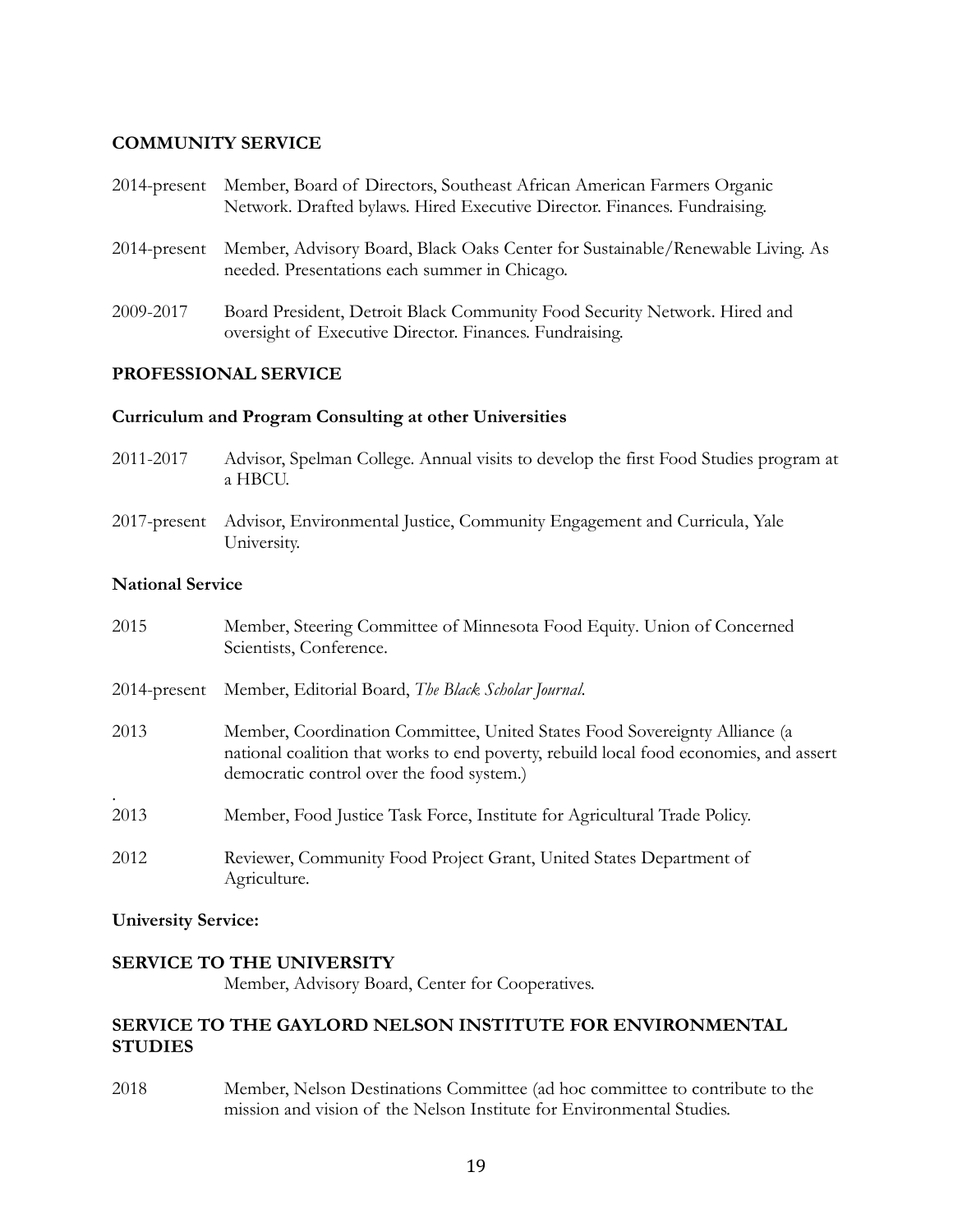## COMMUNITY SERVICE

2014-present Member, Board of Directors, Southeast African American Farmers Organic Network. Drafted bylaws. Hired Executive Director. Finances. Fundraising.

2014-present Member, Advisory Board, Black Oaks Center for Sustainable/Renewable Living. As needed. Presentations each summer in Chicago.

2009-2017 Board President, Detroit Black Community Food Security Network. Hired and oversight of Executive Director. Finances. Fundraising.

## PROFESSIONAL SERVICE

### Curriculum and Program Consulting at other Universities

2011-2017 Advisor, Spelman College. Annual visits to develop the first Food Studies program at a HBCU.

2017-present Advisor, Environmental Justice, Community Engagement and Curricula, Yale University.

### National Service

2015 Member, Steering Committee of Minnesota Food Equity. Union of Concerned Scientists, Conference.

2014-present Member, Editorial Board, *The Black Scholar Journal*.

2013 Member, Coordination Committee, United States Food Sovereignty Alliance (a national coalition that works to end poverty, rebuild local food economies, and assert democratic control over the food system.)

.
2013 Member, Food Justice Task Force, Institute for Agricultural Trade Policy.

2012 Reviewer, Community Food Project Grant, United States Department of Agriculture.

### University Service:

## SERVICE TO THE UNIVERSITY

Member, Advisory Board, Center for Cooperatives.

## SERVICE TO THE GAYLORD NELSON INSTITUTE FOR ENVIRONMENTAL STUDIES

2018 Member, Nelson Destinations Committee (ad hoc committee to contribute to the mission and vision of the Nelson Institute for Environmental Studies.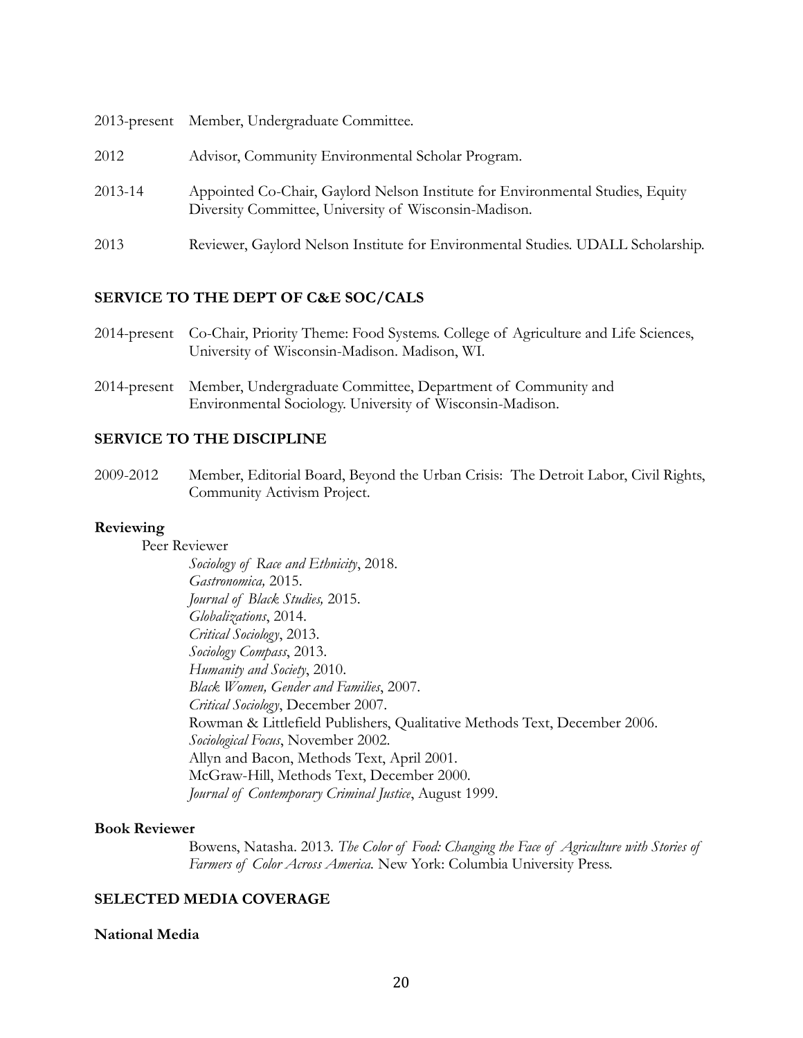2013-present Member, Undergraduate Committee.

2012 Advisor, Community Environmental Scholar Program.

2013-14 Appointed Co-Chair, Gaylord Nelson Institute for Environmental Studies, Equity Diversity Committee, University of Wisconsin-Madison.

2013 Reviewer, Gaylord Nelson Institute for Environmental Studies. UDALL Scholarship.

## SERVICE TO THE DEPT OF C&E SOC/CALS

2014-present Co-Chair, Priority Theme: Food Systems. College of Agriculture and Life Sciences, University of Wisconsin-Madison. Madison, WI.

2014-present Member, Undergraduate Committee, Department of Community and Environmental Sociology. University of Wisconsin-Madison.

## SERVICE TO THE DISCIPLINE

2009-2012 Member, Editorial Board, Beyond the Urban Crisis: The Detroit Labor, Civil Rights, Community Activism Project.

### Reviewing

Peer Reviewer

*Sociology of Race and Ethnicity*, 2018.
*Gastronomica,* 2015.
*Journal of Black Studies,* 2015.
*Globalizations*, 2014.
*Critical Sociology*, 2013.
*Sociology Compass*, 2013.
*Humanity and Society*, 2010.
*Black Women, Gender and Families*, 2007.
*Critical Sociology*, December 2007.
Rowman & Littlefield Publishers, Qualitative Methods Text, December 2006.
*Sociological Focus*, November 2002.
Allyn and Bacon, Methods Text, April 2001.
McGraw-Hill, Methods Text, December 2000.
*Journal of Contemporary Criminal Justice*, August 1999.

### Book Reviewer

Bowens, Natasha. 2013. *The Color of Food: Changing the Face of Agriculture with Stories of Farmers of Color Across America.* New York: Columbia University Press.

## SELECTED MEDIA COVERAGE

### National Media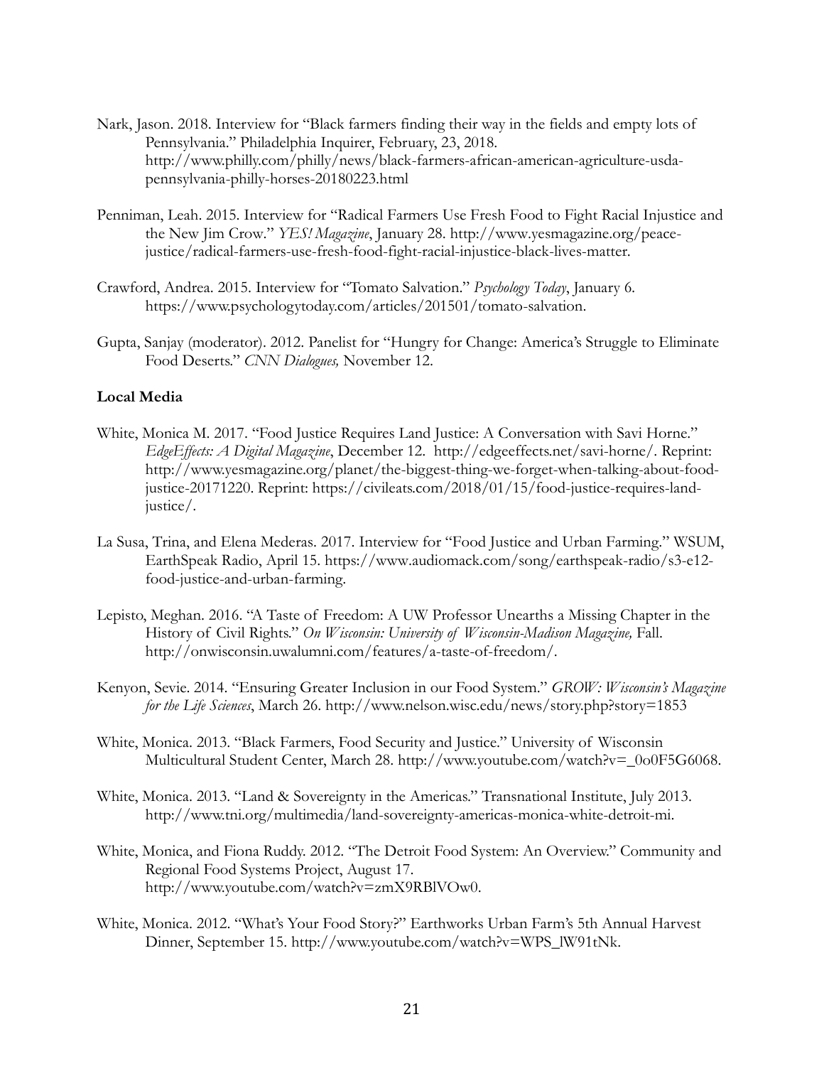Nark, Jason. 2018. Interview for "Black farmers finding their way in the fields and empty lots of Pennsylvania." Philadelphia Inquirer, February, 23, 2018. http://www.philly.com/philly/news/black-farmers-african-american-agriculture-usda-pennsylvania-philly-horses-20180223.html

Penniman, Leah. 2015. Interview for "Radical Farmers Use Fresh Food to Fight Racial Injustice and the New Jim Crow." *YES! Magazine*, January 28. http://www.yesmagazine.org/peace-justice/radical-farmers-use-fresh-food-fight-racial-injustice-black-lives-matter.

Crawford, Andrea. 2015. Interview for "Tomato Salvation." *Psychology Today*, January 6. https://www.psychologytoday.com/articles/201501/tomato-salvation.

Gupta, Sanjay (moderator). 2012. Panelist for "Hungry for Change: America's Struggle to Eliminate Food Deserts." *CNN Dialogues,* November 12.

**Local Media**

White, Monica M. 2017. "Food Justice Requires Land Justice: A Conversation with Savi Horne." *EdgeEffects: A Digital Magazine*, December 12. http://edgeeffects.net/savi-horne/. Reprint: http://www.yesmagazine.org/planet/the-biggest-thing-we-forget-when-talking-about-food-justice-20171220. Reprint: https://civileats.com/2018/01/15/food-justice-requires-land-justice/.

La Susa, Trina, and Elena Mederas. 2017. Interview for "Food Justice and Urban Farming." WSUM, EarthSpeak Radio, April 15. https://www.audiomack.com/song/earthspeak-radio/s3-e12-food-justice-and-urban-farming.

Lepisto, Meghan. 2016. "A Taste of Freedom: A UW Professor Unearths a Missing Chapter in the History of Civil Rights." *On Wisconsin: University of Wisconsin-Madison Magazine,* Fall. http://onwisconsin.uwalumni.com/features/a-taste-of-freedom/.

Kenyon, Sevie. 2014. "Ensuring Greater Inclusion in our Food System." *GROW: Wisconsin's Magazine for the Life Sciences*, March 26. http://www.nelson.wisc.edu/news/story.php?story=1853

White, Monica. 2013. "Black Farmers, Food Security and Justice." University of Wisconsin Multicultural Student Center, March 28. http://www.youtube.com/watch?v=_0o0F5G6068.

White, Monica. 2013. "Land & Sovereignty in the Americas." Transnational Institute, July 2013. http://www.tni.org/multimedia/land-sovereignty-americas-monica-white-detroit-mi.

White, Monica, and Fiona Ruddy. 2012. "The Detroit Food System: An Overview." Community and Regional Food Systems Project, August 17. http://www.youtube.com/watch?v=zmX9RBlVOw0.

White, Monica. 2012. "What's Your Food Story?" Earthworks Urban Farm's 5th Annual Harvest Dinner, September 15. http://www.youtube.com/watch?v=WPS_lW91tNk.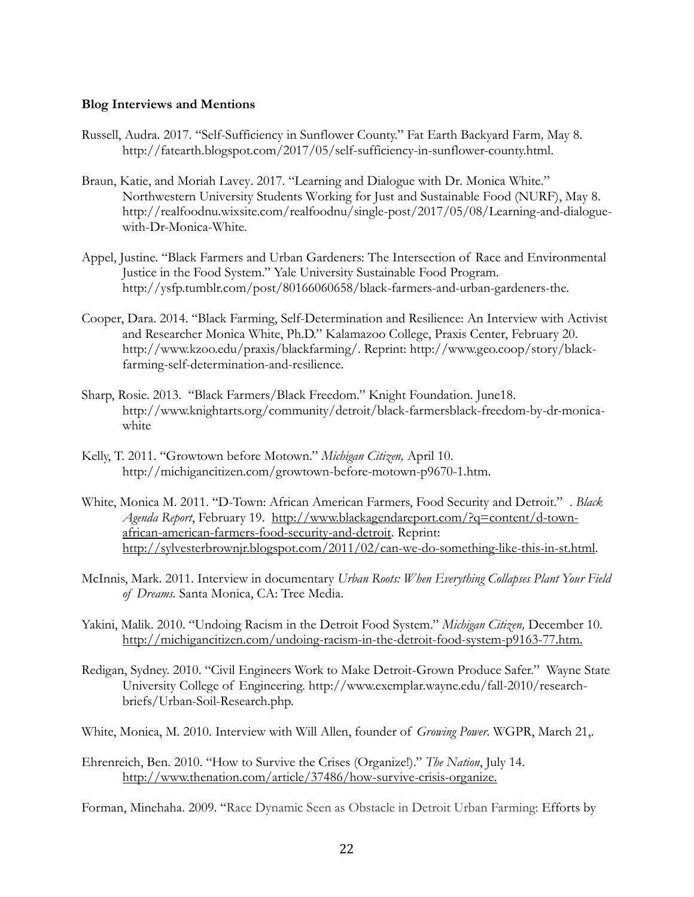**Blog Interviews and Mentions**

Russell, Audra. 2017. "Self-Sufficiency in Sunflower County." Fat Earth Backyard Farm*,* May 8. http://fatearth.blogspot.com/2017/05/self-sufficiency-in-sunflower-county.html.

Braun, Katie, and Moriah Lavey. 2017. "Learning and Dialogue with Dr. Monica White." Northwestern University Students Working for Just and Sustainable Food (NURF), May 8. http://realfoodnu.wixsite.com/realfoodnu/single-post/2017/05/08/Learning-and-dialogue-with-Dr-Monica-White.

Appel, Justine. "Black Farmers and Urban Gardeners: The Intersection of Race and Environmental Justice in the Food System." Yale University Sustainable Food Program. http://ysfp.tumblr.com/post/80166060658/black-farmers-and-urban-gardeners-the.

Cooper, Dara. 2014. "Black Farming, Self-Determination and Resilience: An Interview with Activist and Researcher Monica White, Ph.D." Kalamazoo College, Praxis Center, February 20. http://www.kzoo.edu/praxis/blackfarming/. Reprint: http://www.geo.coop/story/black-farming-self-determination-and-resilience.

Sharp, Rosie. 2013. "Black Farmers/Black Freedom." Knight Foundation. June18. http://www.knightarts.org/community/detroit/black-farmersblack-freedom-by-dr-monica-white

Kelly, T. 2011. "Growtown before Motown." *Michigan Citizen,* April 10. http://michigancitizen.com/growtown-before-motown-p9670-1.htm.

White, Monica M. 2011. "D-Town: African American Farmers, Food Security and Detroit." . *Black Agenda Report*, February 19. http://www.blackagendareport.com/?q=content/d-town-african-american-farmers-food-security-and-detroit. Reprint: http://sylvesterbrownjr.blogspot.com/2011/02/can-we-do-something-like-this-in-st.html.

McInnis, Mark. 2011. Interview in documentary *Urban Roots: When Everything Collapses Plant Your Field of Dreams.* Santa Monica, CA: Tree Media.

Yakini, Malik. 2010. "Undoing Racism in the Detroit Food System." *Michigan Citizen,* December 10. http://michigancitizen.com/undoing-racism-in-the-detroit-food-system-p9163-77.htm.

Redigan, Sydney. 2010. "Civil Engineers Work to Make Detroit-Grown Produce Safer." Wayne State University College of Engineering. http://www.exemplar.wayne.edu/fall-2010/research-briefs/Urban-Soil-Research.php.

White, Monica, M. 2010. Interview with Will Allen, founder of *Growing Power*. WGPR, March 21,.

Ehrenreich, Ben. 2010. "How to Survive the Crises (Organize!)." *The Nation*, July 14. http://www.thenation.com/article/37486/how-survive-crisis-organize.

Forman, Minehaha. 2009. "Race Dynamic Seen as Obstacle in Detroit Urban Farming: Efforts by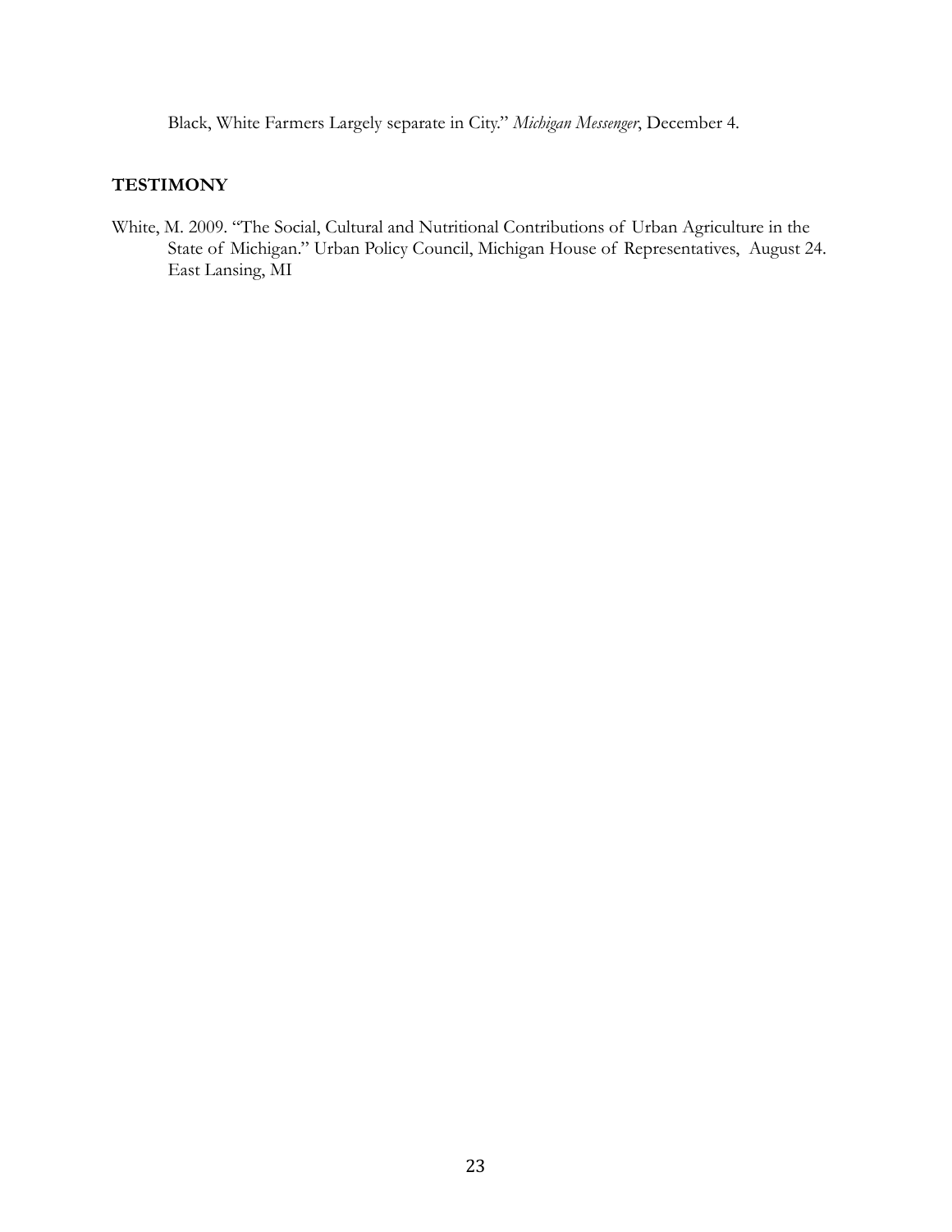Black, White Farmers Largely separate in City." *Michigan Messenger*, December 4.

**TESTIMONY**

White, M. 2009. "The Social, Cultural and Nutritional Contributions of Urban Agriculture in the State of Michigan." Urban Policy Council, Michigan House of Representatives, August 24. East Lansing, MI